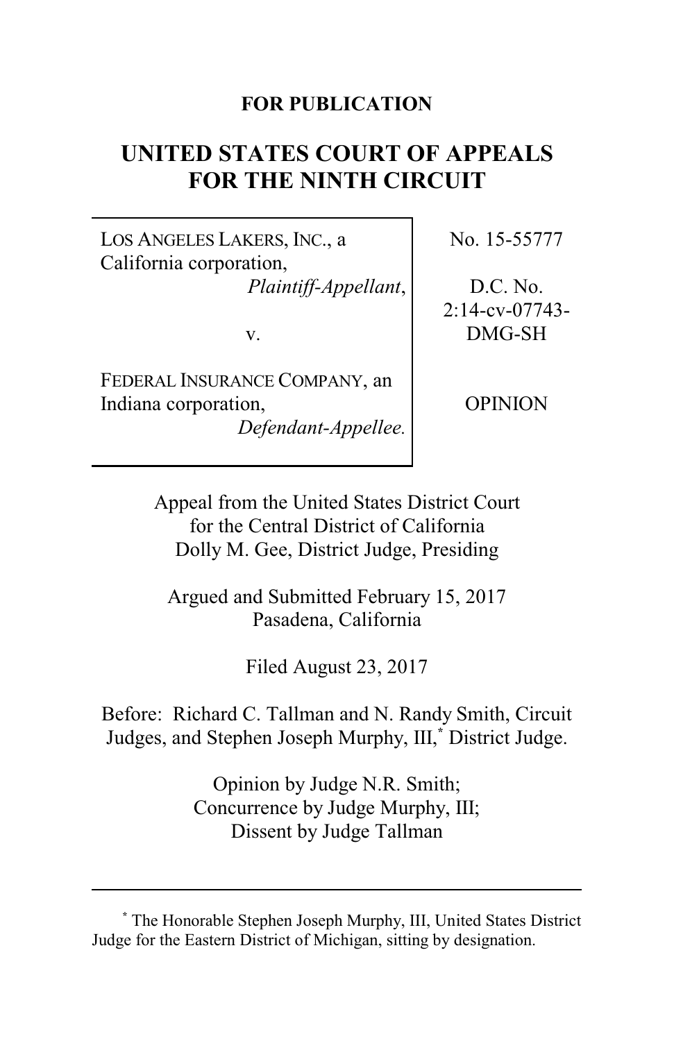**FOR PUBLICATION**

# UNITED STATES COURT OF APPEALS FOR THE NINTH CIRCUIT

| | |
|---|---|
| LOS ANGELES LAKERS, INC., a California corporation, *Plaintiff-Appellant*, | No. 15-55777 |
| v. | D.C. No. 2:14-cv-07743-DMG-SH |
| FEDERAL INSURANCE COMPANY, an Indiana corporation, *Defendant-Appellee.* | OPINION |

Appeal from the United States District Court for the Central District of California
Dolly M. Gee, District Judge, Presiding

Argued and Submitted February 15, 2017
Pasadena, California

Filed August 23, 2017

Before: Richard C. Tallman and N. Randy Smith, Circuit Judges, and Stephen Joseph Murphy, III,[*] District Judge.

Opinion by Judge N.R. Smith;
Concurrence by Judge Murphy, III;
Dissent by Judge Tallman

---

[*] The Honorable Stephen Joseph Murphy, III, United States District Judge for the Eastern District of Michigan, sitting by designation.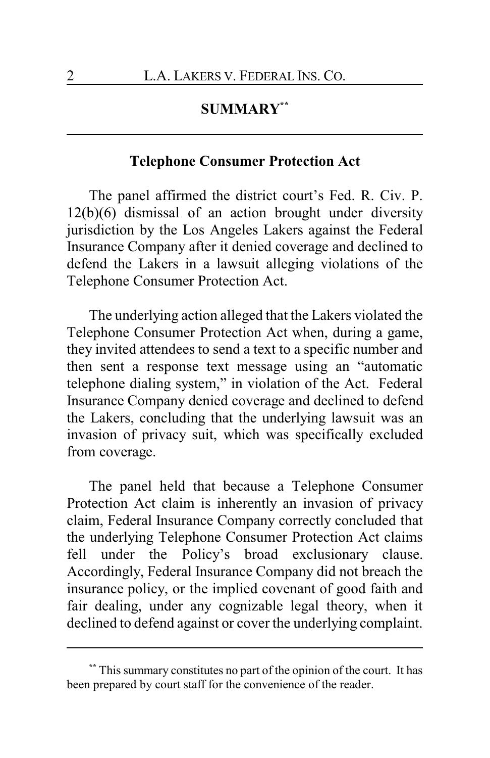## SUMMARY[**]

### Telephone Consumer Protection Act

The panel affirmed the district court's Fed. R. Civ. P. 12(b)(6) dismissal of an action brought under diversity jurisdiction by the Los Angeles Lakers against the Federal Insurance Company after it denied coverage and declined to defend the Lakers in a lawsuit alleging violations of the Telephone Consumer Protection Act.

The underlying action alleged that the Lakers violated the Telephone Consumer Protection Act when, during a game, they invited attendees to send a text to a specific number and then sent a response text message using an "automatic telephone dialing system," in violation of the Act. Federal Insurance Company denied coverage and declined to defend the Lakers, concluding that the underlying lawsuit was an invasion of privacy suit, which was specifically excluded from coverage.

The panel held that because a Telephone Consumer Protection Act claim is inherently an invasion of privacy claim, Federal Insurance Company correctly concluded that the underlying Telephone Consumer Protection Act claims fell under the Policy's broad exclusionary clause. Accordingly, Federal Insurance Company did not breach the insurance policy, or the implied covenant of good faith and fair dealing, under any cognizable legal theory, when it declined to defend against or cover the underlying complaint.

---

[**] This summary constitutes no part of the opinion of the court. It has been prepared by court staff for the convenience of the reader.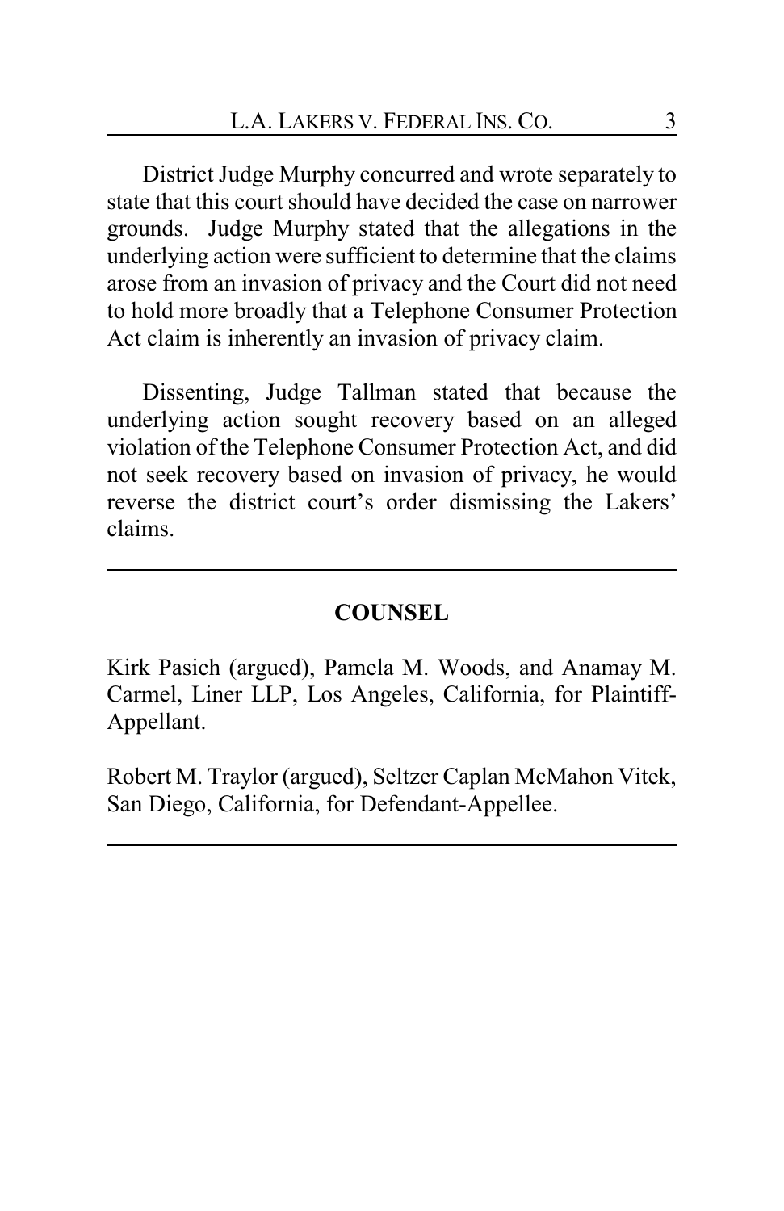District Judge Murphy concurred and wrote separately to state that this court should have decided the case on narrower grounds. Judge Murphy stated that the allegations in the underlying action were sufficient to determine that the claims arose from an invasion of privacy and the Court did not need to hold more broadly that a Telephone Consumer Protection Act claim is inherently an invasion of privacy claim.

Dissenting, Judge Tallman stated that because the underlying action sought recovery based on an alleged violation of the Telephone Consumer Protection Act, and did not seek recovery based on invasion of privacy, he would reverse the district court's order dismissing the Lakers' claims.

---

## COUNSEL

Kirk Pasich (argued), Pamela M. Woods, and Anamay M. Carmel, Liner LLP, Los Angeles, California, for Plaintiff-Appellant.

Robert M. Traylor (argued), Seltzer Caplan McMahon Vitek, San Diego, California, for Defendant-Appellee.

---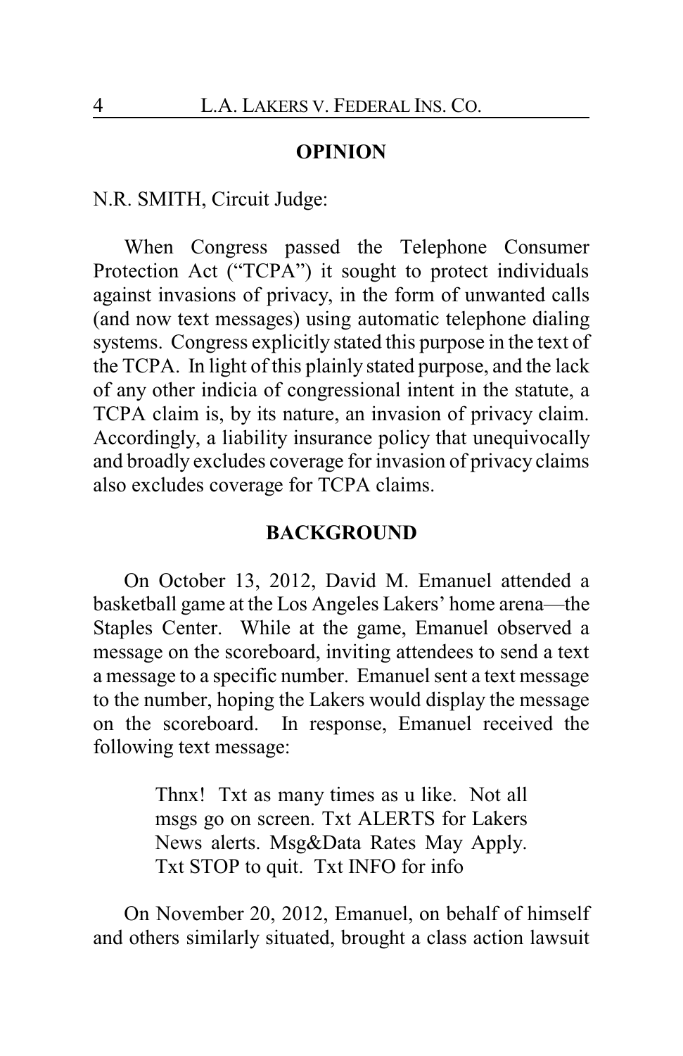## OPINION

N.R. SMITH, Circuit Judge:

When Congress passed the Telephone Consumer Protection Act ("TCPA") it sought to protect individuals against invasions of privacy, in the form of unwanted calls (and now text messages) using automatic telephone dialing systems. Congress explicitly stated this purpose in the text of the TCPA. In light of this plainly stated purpose, and the lack of any other indicia of congressional intent in the statute, a TCPA claim is, by its nature, an invasion of privacy claim. Accordingly, a liability insurance policy that unequivocally and broadly excludes coverage for invasion of privacy claims also excludes coverage for TCPA claims.

## BACKGROUND

On October 13, 2012, David M. Emanuel attended a basketball game at the Los Angeles Lakers' home arena—the Staples Center. While at the game, Emanuel observed a message on the scoreboard, inviting attendees to send a text a message to a specific number. Emanuel sent a text message to the number, hoping the Lakers would display the message on the scoreboard. In response, Emanuel received the following text message:

> Thnx! Txt as many times as u like. Not all msgs go on screen. Txt ALERTS for Lakers News alerts. Msg&Data Rates May Apply. Txt STOP to quit. Txt INFO for info

On November 20, 2012, Emanuel, on behalf of himself and others similarly situated, brought a class action lawsuit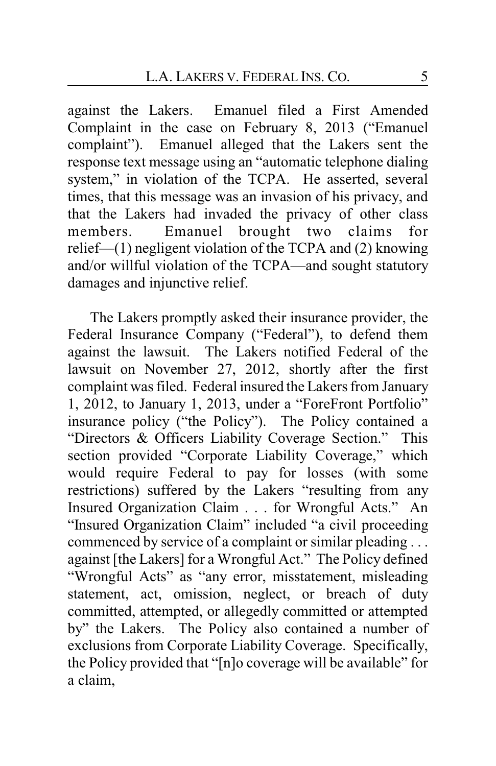against the Lakers. Emanuel filed a First Amended Complaint in the case on February 8, 2013 ("Emanuel complaint"). Emanuel alleged that the Lakers sent the response text message using an "automatic telephone dialing system," in violation of the TCPA. He asserted, several times, that this message was an invasion of his privacy, and that the Lakers had invaded the privacy of other class members. Emanuel brought two claims for relief—(1) negligent violation of the TCPA and (2) knowing and/or willful violation of the TCPA—and sought statutory damages and injunctive relief.

The Lakers promptly asked their insurance provider, the Federal Insurance Company ("Federal"), to defend them against the lawsuit. The Lakers notified Federal of the lawsuit on November 27, 2012, shortly after the first complaint was filed. Federal insured the Lakers from January 1, 2012, to January 1, 2013, under a "ForeFront Portfolio" insurance policy ("the Policy"). The Policy contained a "Directors & Officers Liability Coverage Section." This section provided "Corporate Liability Coverage," which would require Federal to pay for losses (with some restrictions) suffered by the Lakers "resulting from any Insured Organization Claim . . . for Wrongful Acts." An "Insured Organization Claim" included "a civil proceeding commenced by service of a complaint or similar pleading . . . against [the Lakers] for a Wrongful Act." The Policy defined "Wrongful Acts" as "any error, misstatement, misleading statement, act, omission, neglect, or breach of duty committed, attempted, or allegedly committed or attempted by" the Lakers. The Policy also contained a number of exclusions from Corporate Liability Coverage. Specifically, the Policy provided that "[n]o coverage will be available" for a claim,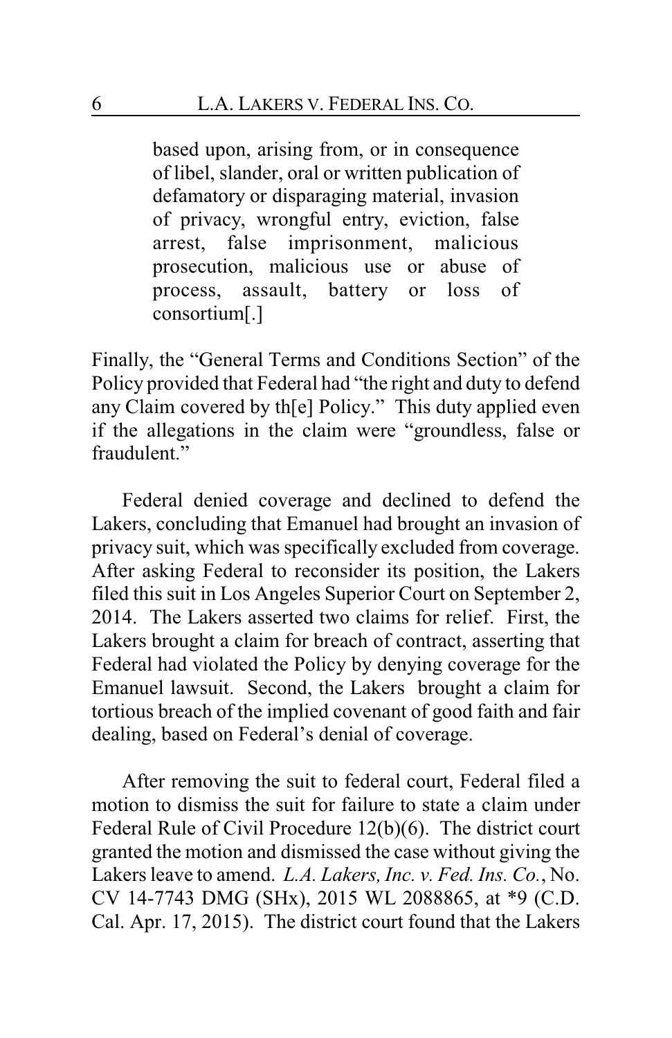> based upon, arising from, or in consequence of libel, slander, oral or written publication of defamatory or disparaging material, invasion of privacy, wrongful entry, eviction, false arrest, false imprisonment, malicious prosecution, malicious use or abuse of process, assault, battery or loss of consortium[.]

Finally, the "General Terms and Conditions Section" of the Policy provided that Federal had "the right and duty to defend any Claim covered by th[e] Policy." This duty applied even if the allegations in the claim were "groundless, false or fraudulent."

Federal denied coverage and declined to defend the Lakers, concluding that Emanuel had brought an invasion of privacy suit, which was specifically excluded from coverage. After asking Federal to reconsider its position, the Lakers filed this suit in Los Angeles Superior Court on September 2, 2014. The Lakers asserted two claims for relief. First, the Lakers brought a claim for breach of contract, asserting that Federal had violated the Policy by denying coverage for the Emanuel lawsuit. Second, the Lakers brought a claim for tortious breach of the implied covenant of good faith and fair dealing, based on Federal's denial of coverage.

After removing the suit to federal court, Federal filed a motion to dismiss the suit for failure to state a claim under Federal Rule of Civil Procedure 12(b)(6). The district court granted the motion and dismissed the case without giving the Lakers leave to amend. *L.A. Lakers, Inc. v. Fed. Ins. Co.*, No. CV 14-7743 DMG (SHx), 2015 WL 2088865, at *9 (C.D. Cal. Apr. 17, 2015). The district court found that the Lakers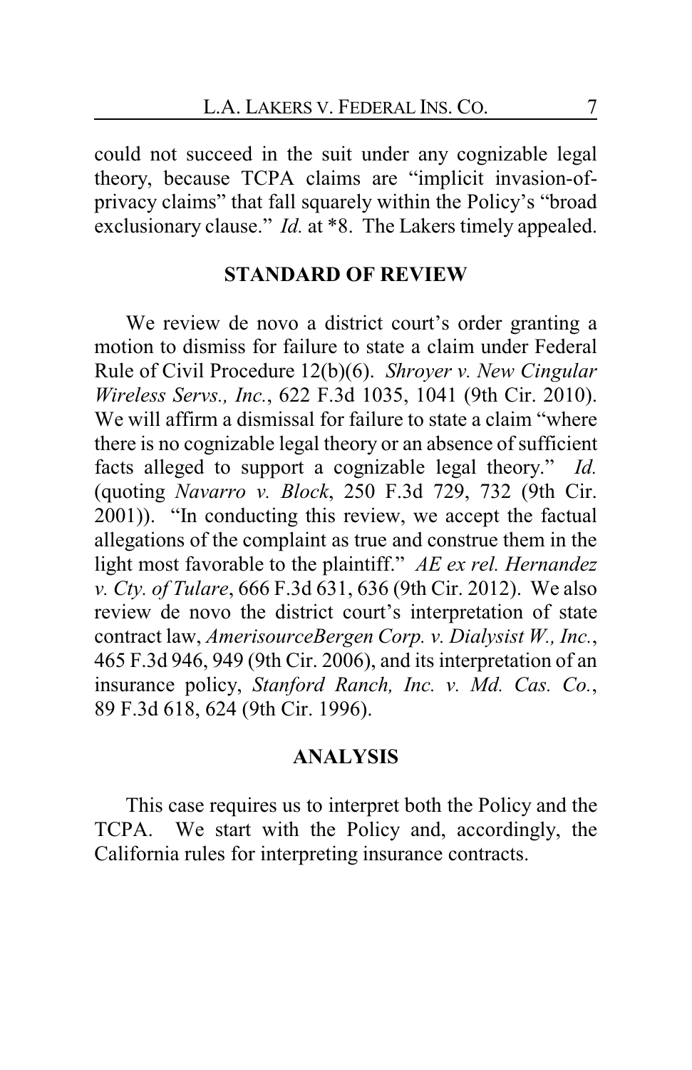could not succeed in the suit under any cognizable legal theory, because TCPA claims are "implicit invasion-of-privacy claims" that fall squarely within the Policy's "broad exclusionary clause." *Id.* at *8. The Lakers timely appealed.

## STANDARD OF REVIEW

We review de novo a district court's order granting a motion to dismiss for failure to state a claim under Federal Rule of Civil Procedure 12(b)(6). *Shroyer v. New Cingular Wireless Servs., Inc.*, 622 F.3d 1035, 1041 (9th Cir. 2010). We will affirm a dismissal for failure to state a claim "where there is no cognizable legal theory or an absence of sufficient facts alleged to support a cognizable legal theory." *Id.* (quoting *Navarro v. Block*, 250 F.3d 729, 732 (9th Cir. 2001)). "In conducting this review, we accept the factual allegations of the complaint as true and construe them in the light most favorable to the plaintiff." *AE ex rel. Hernandez v. Cty. of Tulare*, 666 F.3d 631, 636 (9th Cir. 2012). We also review de novo the district court's interpretation of state contract law, *AmerisourceBergen Corp. v. Dialysist W., Inc.*, 465 F.3d 946, 949 (9th Cir. 2006), and its interpretation of an insurance policy, *Stanford Ranch, Inc. v. Md. Cas. Co.*, 89 F.3d 618, 624 (9th Cir. 1996).

## ANALYSIS

This case requires us to interpret both the Policy and the TCPA. We start with the Policy and, accordingly, the California rules for interpreting insurance contracts.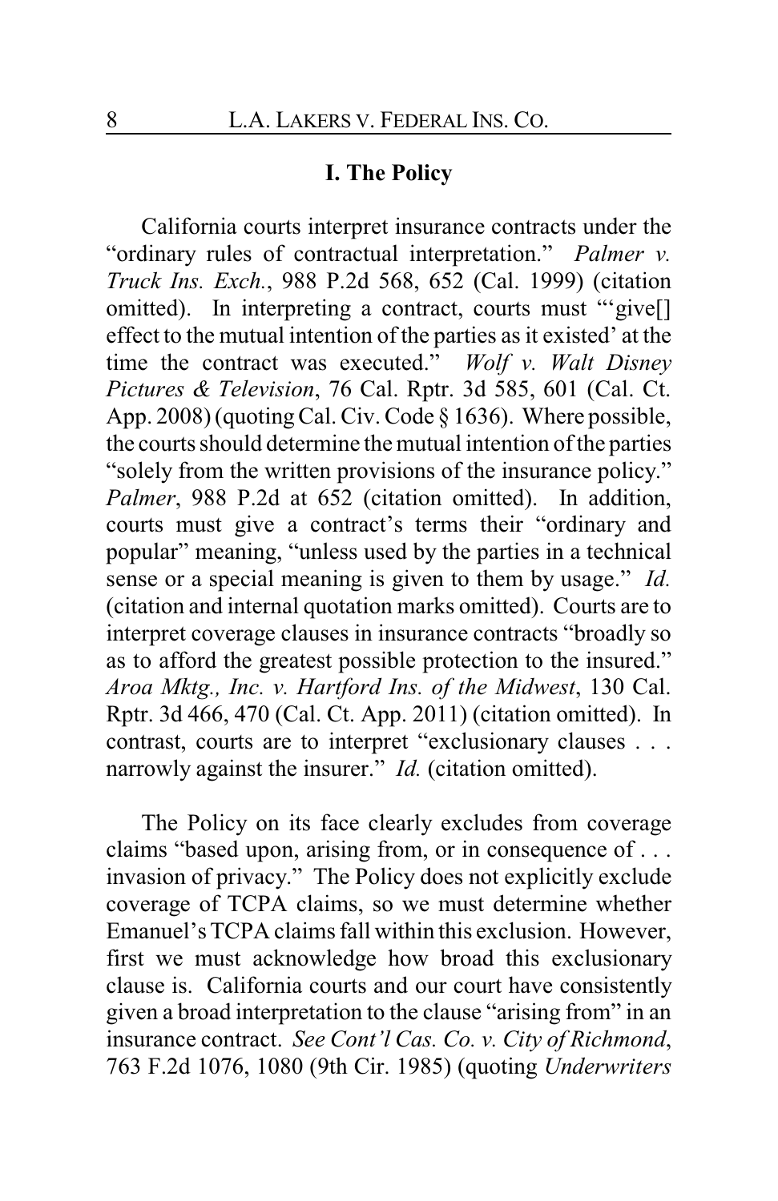## I. The Policy

California courts interpret insurance contracts under the "ordinary rules of contractual interpretation." *Palmer v. Truck Ins. Exch.*, 988 P.2d 568, 652 (Cal. 1999) (citation omitted). In interpreting a contract, courts must "'give[] effect to the mutual intention of the parties as it existed' at the time the contract was executed." *Wolf v. Walt Disney Pictures & Television*, 76 Cal. Rptr. 3d 585, 601 (Cal. Ct. App. 2008) (quoting Cal. Civ. Code § 1636). Where possible, the courts should determine the mutual intention of the parties "solely from the written provisions of the insurance policy." *Palmer*, 988 P.2d at 652 (citation omitted). In addition, courts must give a contract's terms their "ordinary and popular" meaning, "unless used by the parties in a technical sense or a special meaning is given to them by usage." *Id.* (citation and internal quotation marks omitted). Courts are to interpret coverage clauses in insurance contracts "broadly so as to afford the greatest possible protection to the insured." *Aroa Mktg., Inc. v. Hartford Ins. of the Midwest*, 130 Cal. Rptr. 3d 466, 470 (Cal. Ct. App. 2011) (citation omitted). In contrast, courts are to interpret "exclusionary clauses . . . narrowly against the insurer." *Id.* (citation omitted).

The Policy on its face clearly excludes from coverage claims "based upon, arising from, or in consequence of . . . invasion of privacy." The Policy does not explicitly exclude coverage of TCPA claims, so we must determine whether Emanuel's TCPA claims fall within this exclusion. However, first we must acknowledge how broad this exclusionary clause is. California courts and our court have consistently given a broad interpretation to the clause "arising from" in an insurance contract. *See Cont'l Cas. Co. v. City of Richmond*, 763 F.2d 1076, 1080 (9th Cir. 1985) (quoting *Underwriters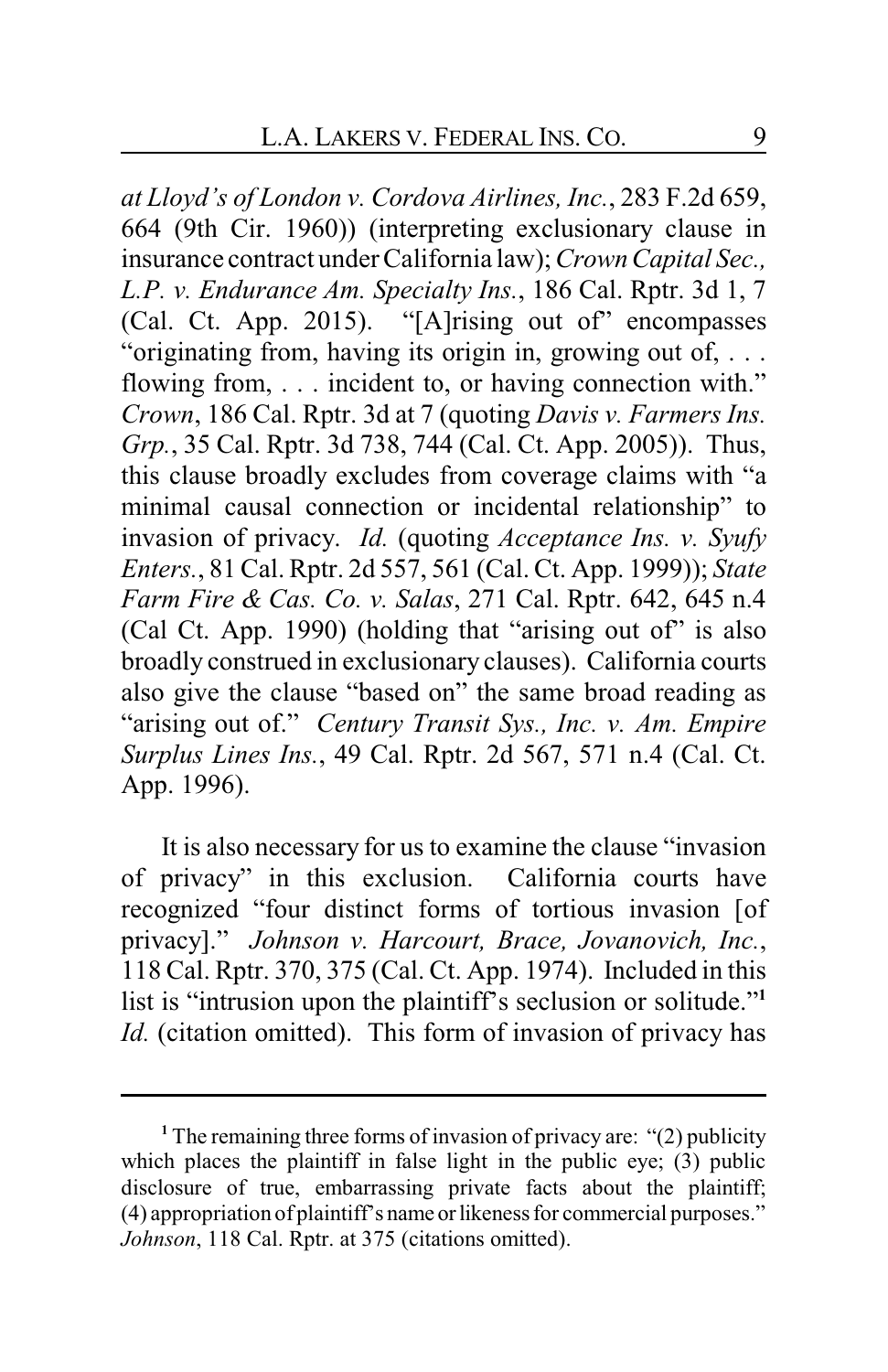*at Lloyd's of London v. Cordova Airlines, Inc.*, 283 F.2d 659, 664 (9th Cir. 1960)) (interpreting exclusionary clause in insurance contract under California law); *Crown Capital Sec., L.P. v. Endurance Am. Specialty Ins.*, 186 Cal. Rptr. 3d 1, 7 (Cal. Ct. App. 2015). "[A]rising out of" encompasses "originating from, having its origin in, growing out of, . . . flowing from, . . . incident to, or having connection with." *Crown*, 186 Cal. Rptr. 3d at 7 (quoting *Davis v. Farmers Ins. Grp.*, 35 Cal. Rptr. 3d 738, 744 (Cal. Ct. App. 2005)). Thus, this clause broadly excludes from coverage claims with "a minimal causal connection or incidental relationship" to invasion of privacy. *Id.* (quoting *Acceptance Ins. v. Syufy Enters.*, 81 Cal. Rptr. 2d 557, 561 (Cal. Ct. App. 1999)); *State Farm Fire & Cas. Co. v. Salas*, 271 Cal. Rptr. 642, 645 n.4 (Cal Ct. App. 1990) (holding that "arising out of" is also broadly construed in exclusionary clauses). California courts also give the clause "based on" the same broad reading as "arising out of." *Century Transit Sys., Inc. v. Am. Empire Surplus Lines Ins.*, 49 Cal. Rptr. 2d 567, 571 n.4 (Cal. Ct. App. 1996).

It is also necessary for us to examine the clause "invasion of privacy" in this exclusion. California courts have recognized "four distinct forms of tortious invasion [of privacy]." *Johnson v. Harcourt, Brace, Jovanovich, Inc.*, 118 Cal. Rptr. 370, 375 (Cal. Ct. App. 1974). Included in this list is "intrusion upon the plaintiff's seclusion or solitude."[1] *Id.* (citation omitted). This form of invasion of privacy has

---

[1] The remaining three forms of invasion of privacy are: "(2) publicity which places the plaintiff in false light in the public eye; (3) public disclosure of true, embarrassing private facts about the plaintiff; (4) appropriation of plaintiff's name or likeness for commercial purposes." *Johnson*, 118 Cal. Rptr. at 375 (citations omitted).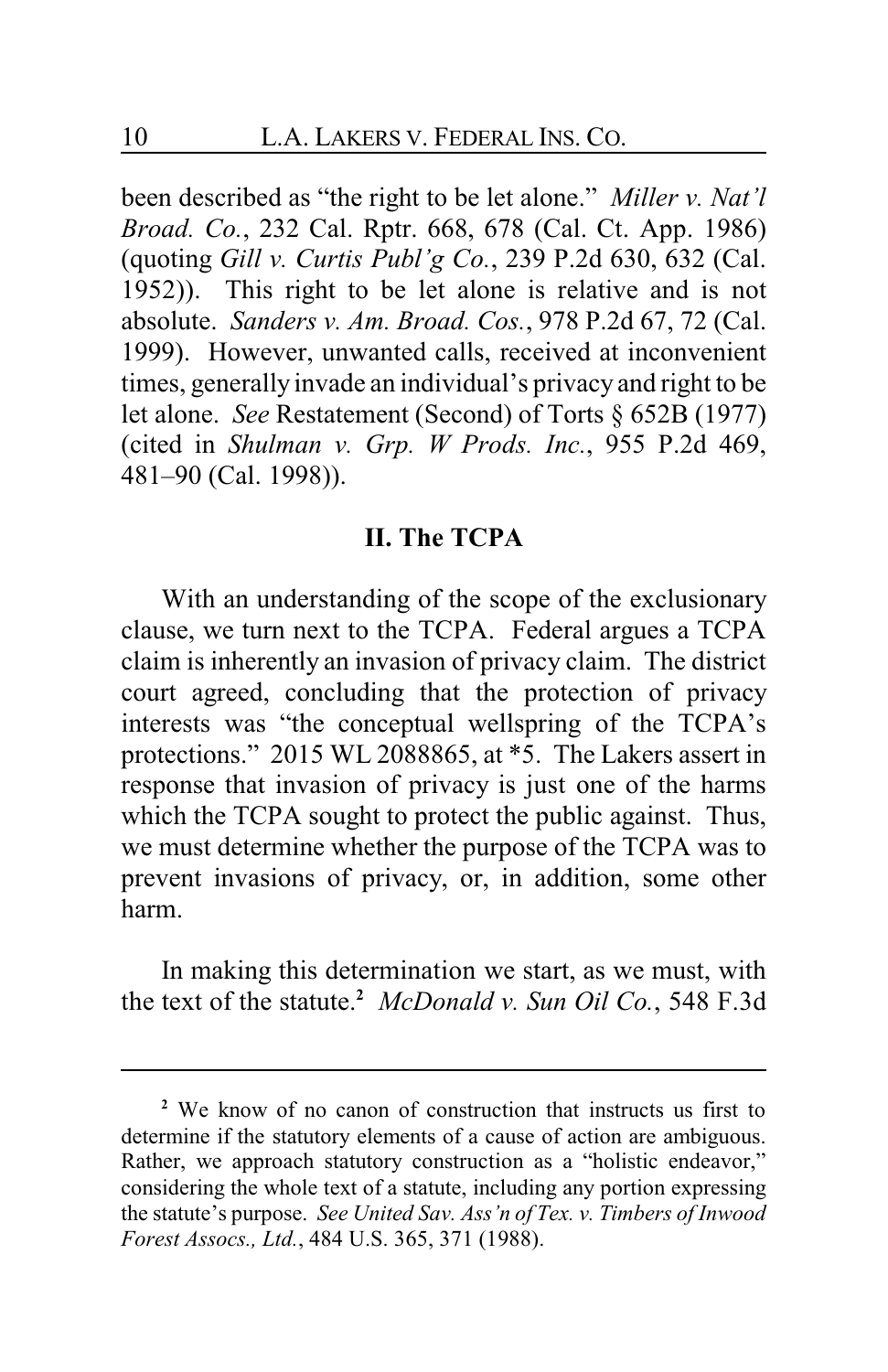been described as "the right to be let alone." *Miller v. Nat'l Broad. Co.*, 232 Cal. Rptr. 668, 678 (Cal. Ct. App. 1986) (quoting *Gill v. Curtis Publ'g Co.*, 239 P.2d 630, 632 (Cal. 1952)). This right to be let alone is relative and is not absolute. *Sanders v. Am. Broad. Cos.*, 978 P.2d 67, 72 (Cal. 1999). However, unwanted calls, received at inconvenient times, generally invade an individual's privacy and right to be let alone. *See* Restatement (Second) of Torts § 652B (1977) (cited in *Shulman v. Grp. W Prods. Inc.*, 955 P.2d 469, 481–90 (Cal. 1998)).

## II. The TCPA

With an understanding of the scope of the exclusionary clause, we turn next to the TCPA. Federal argues a TCPA claim is inherently an invasion of privacy claim. The district court agreed, concluding that the protection of privacy interests was "the conceptual wellspring of the TCPA's protections." 2015 WL 2088865, at *5. The Lakers assert in response that invasion of privacy is just one of the harms which the TCPA sought to protect the public against. Thus, we must determine whether the purpose of the TCPA was to prevent invasions of privacy, or, in addition, some other harm.

In making this determination we start, as we must, with the text of the statute.[2] *McDonald v. Sun Oil Co.*, 548 F.3d

---

[2] We know of no canon of construction that instructs us first to determine if the statutory elements of a cause of action are ambiguous. Rather, we approach statutory construction as a "holistic endeavor," considering the whole text of a statute, including any portion expressing the statute's purpose. *See United Sav. Ass'n of Tex. v. Timbers of Inwood Forest Assocs., Ltd.*, 484 U.S. 365, 371 (1988).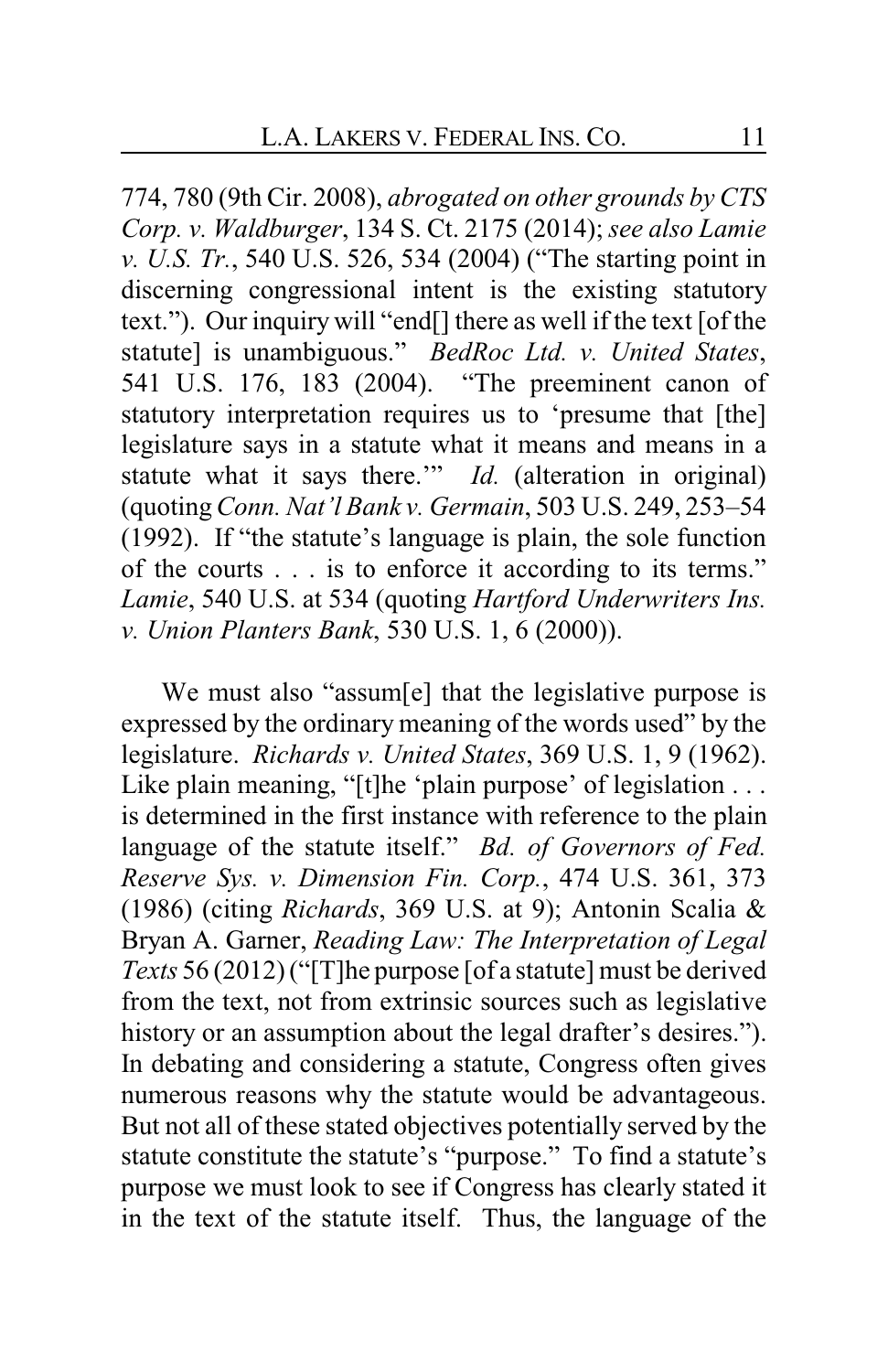774, 780 (9th Cir. 2008), *abrogated on other grounds by CTS Corp. v. Waldburger*, 134 S. Ct. 2175 (2014); *see also Lamie v. U.S. Tr.*, 540 U.S. 526, 534 (2004) ("The starting point in discerning congressional intent is the existing statutory text."). Our inquiry will "end[] there as well if the text [of the statute] is unambiguous." *BedRoc Ltd. v. United States*, 541 U.S. 176, 183 (2004). "The preeminent canon of statutory interpretation requires us to 'presume that [the] legislature says in a statute what it means and means in a statute what it says there.'" *Id.* (alteration in original) (quoting *Conn. Nat'l Bank v. Germain*, 503 U.S. 249, 253–54 (1992). If "the statute's language is plain, the sole function of the courts . . . is to enforce it according to its terms." *Lamie*, 540 U.S. at 534 (quoting *Hartford Underwriters Ins. v. Union Planters Bank*, 530 U.S. 1, 6 (2000)).

We must also "assum[e] that the legislative purpose is expressed by the ordinary meaning of the words used" by the legislature. *Richards v. United States*, 369 U.S. 1, 9 (1962). Like plain meaning, "[t]he 'plain purpose' of legislation . . . is determined in the first instance with reference to the plain language of the statute itself." *Bd. of Governors of Fed. Reserve Sys. v. Dimension Fin. Corp.*, 474 U.S. 361, 373 (1986) (citing *Richards*, 369 U.S. at 9); Antonin Scalia & Bryan A. Garner, *Reading Law: The Interpretation of Legal Texts* 56 (2012) ("[T]he purpose [of a statute] must be derived from the text, not from extrinsic sources such as legislative history or an assumption about the legal drafter's desires."). In debating and considering a statute, Congress often gives numerous reasons why the statute would be advantageous. But not all of these stated objectives potentially served by the statute constitute the statute's "purpose." To find a statute's purpose we must look to see if Congress has clearly stated it in the text of the statute itself. Thus, the language of the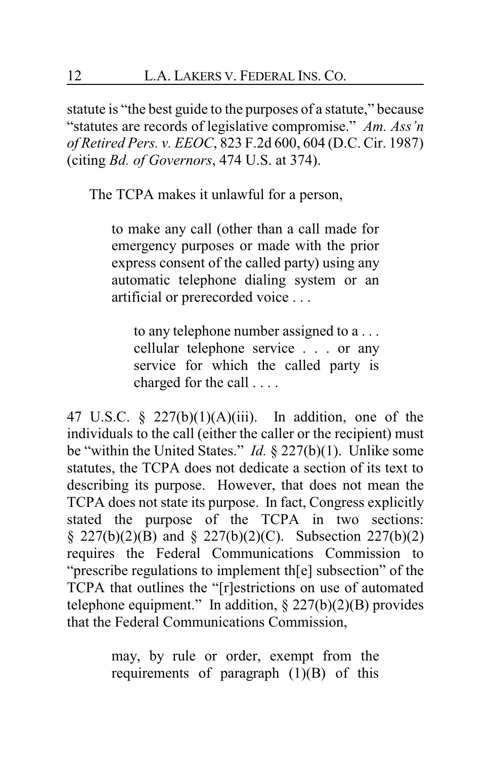statute is "the best guide to the purposes of a statute," because "statutes are records of legislative compromise." *Am. Ass'n of Retired Pers. v. EEOC*, 823 F.2d 600, 604 (D.C. Cir. 1987) (citing *Bd. of Governors*, 474 U.S. at 374).

The TCPA makes it unlawful for a person,

> to make any call (other than a call made for emergency purposes or made with the prior express consent of the called party) using any automatic telephone dialing system or an artificial or prerecorded voice . . .
>
> > to any telephone number assigned to a . . . cellular telephone service . . . or any service for which the called party is charged for the call . . . .

47 U.S.C. § 227(b)(1)(A)(iii). In addition, one of the individuals to the call (either the caller or the recipient) must be "within the United States." *Id.* § 227(b)(1). Unlike some statutes, the TCPA does not dedicate a section of its text to describing its purpose. However, that does not mean the TCPA does not state its purpose. In fact, Congress explicitly stated the purpose of the TCPA in two sections: § 227(b)(2)(B) and § 227(b)(2)(C). Subsection 227(b)(2) requires the Federal Communications Commission to "prescribe regulations to implement th[e] subsection" of the TCPA that outlines the "[r]estrictions on use of automated telephone equipment." In addition, § 227(b)(2)(B) provides that the Federal Communications Commission,

> may, by rule or order, exempt from the requirements of paragraph (1)(B) of this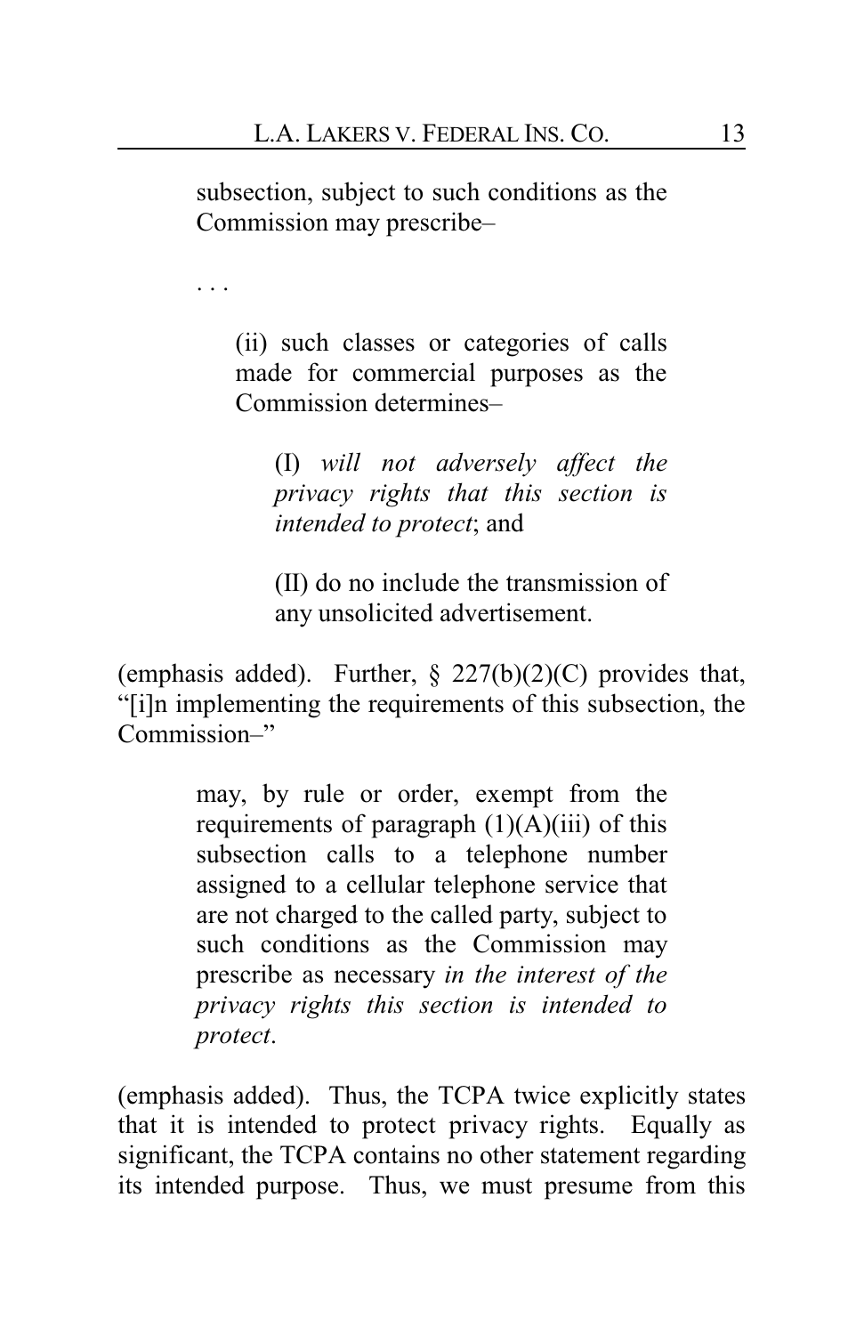> subsection, subject to such conditions as the Commission may prescribe–
>
> . . .
>
> > (ii) such classes or categories of calls made for commercial purposes as the Commission determines–
> >
> > > (I) *will not adversely affect the privacy rights that this section is intended to protect*; and
> > >
> > > (II) do no include the transmission of any unsolicited advertisement.

(emphasis added). Further, § 227(b)(2)(C) provides that, "[i]n implementing the requirements of this subsection, the Commission–"

> may, by rule or order, exempt from the requirements of paragraph (1)(A)(iii) of this subsection calls to a telephone number assigned to a cellular telephone service that are not charged to the called party, subject to such conditions as the Commission may prescribe as necessary *in the interest of the privacy rights this section is intended to protect*.

(emphasis added). Thus, the TCPA twice explicitly states that it is intended to protect privacy rights. Equally as significant, the TCPA contains no other statement regarding its intended purpose. Thus, we must presume from this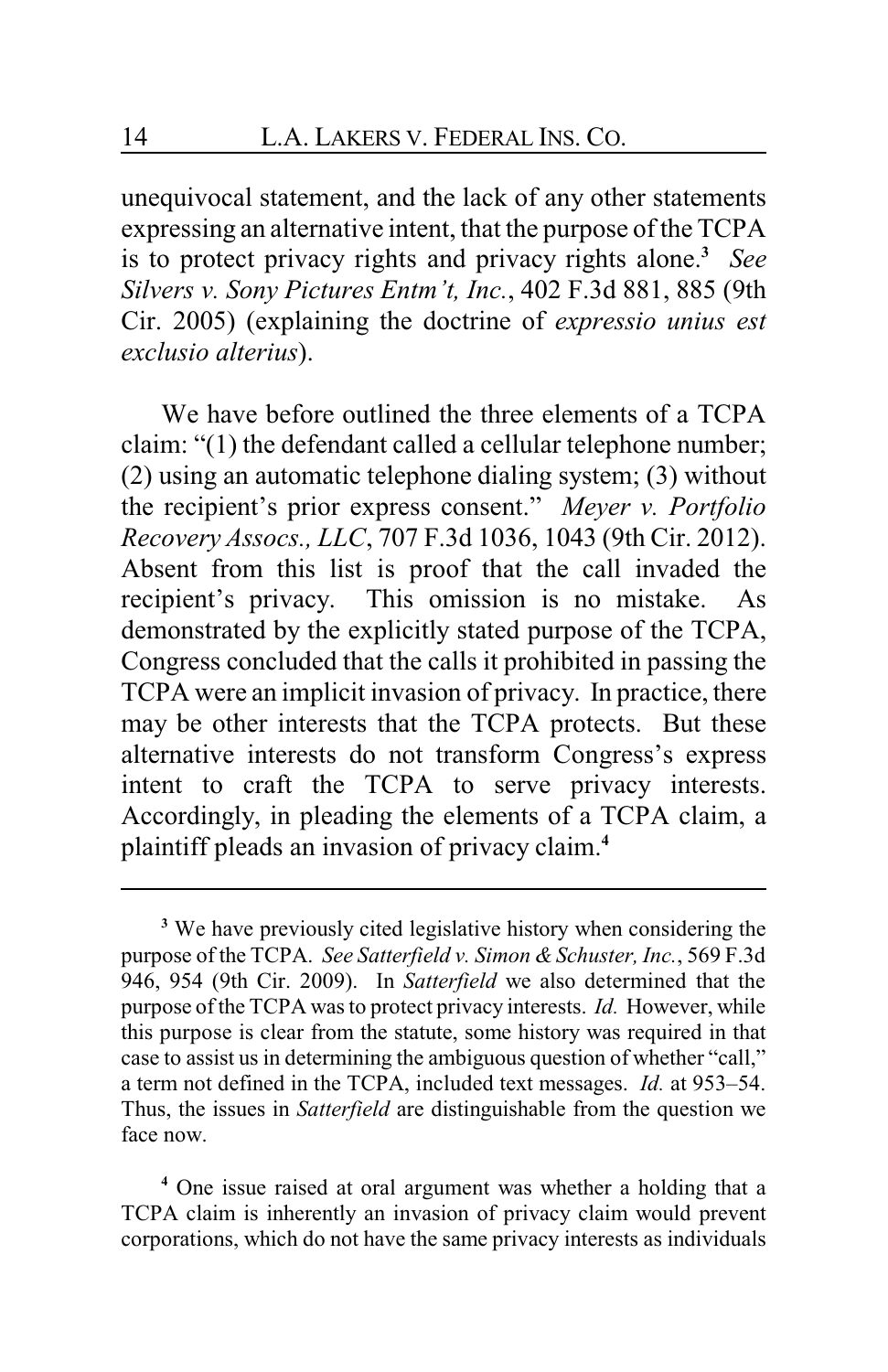unequivocal statement, and the lack of any other statements expressing an alternative intent, that the purpose of the TCPA is to protect privacy rights and privacy rights alone.[3] *See Silvers v. Sony Pictures Entm't, Inc.*, 402 F.3d 881, 885 (9th Cir. 2005) (explaining the doctrine of *expressio unius est exclusio alterius*).

We have before outlined the three elements of a TCPA claim: "(1) the defendant called a cellular telephone number; (2) using an automatic telephone dialing system; (3) without the recipient's prior express consent." *Meyer v. Portfolio Recovery Assocs., LLC*, 707 F.3d 1036, 1043 (9th Cir. 2012). Absent from this list is proof that the call invaded the recipient's privacy. This omission is no mistake. As demonstrated by the explicitly stated purpose of the TCPA, Congress concluded that the calls it prohibited in passing the TCPA were an implicit invasion of privacy. In practice, there may be other interests that the TCPA protects. But these alternative interests do not transform Congress's express intent to craft the TCPA to serve privacy interests. Accordingly, in pleading the elements of a TCPA claim, a plaintiff pleads an invasion of privacy claim.[4]

---

[3] We have previously cited legislative history when considering the purpose of the TCPA. *See Satterfield v. Simon & Schuster, Inc.*, 569 F.3d 946, 954 (9th Cir. 2009). In *Satterfield* we also determined that the purpose of the TCPA was to protect privacy interests. *Id.* However, while this purpose is clear from the statute, some history was required in that case to assist us in determining the ambiguous question of whether "call," a term not defined in the TCPA, included text messages. *Id.* at 953–54. Thus, the issues in *Satterfield* are distinguishable from the question we face now.

[4] One issue raised at oral argument was whether a holding that a TCPA claim is inherently an invasion of privacy claim would prevent corporations, which do not have the same privacy interests as individuals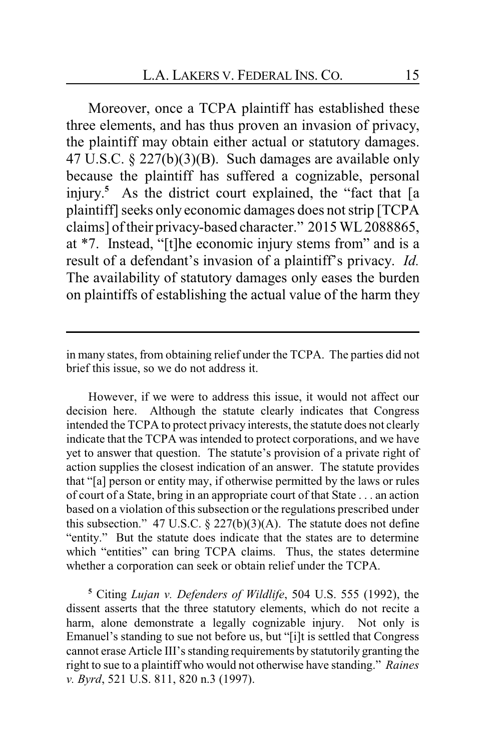Moreover, once a TCPA plaintiff has established these three elements, and has thus proven an invasion of privacy, the plaintiff may obtain either actual or statutory damages. 47 U.S.C. § 227(b)(3)(B). Such damages are available only because the plaintiff has suffered a cognizable, personal injury.[5] As the district court explained, the "fact that [a plaintiff] seeks only economic damages does not strip [TCPA claims] of their privacy-based character." 2015 WL 2088865, at *7. Instead, "[t]he economic injury stems from" and is a result of a defendant's invasion of a plaintiff's privacy. *Id.* The availability of statutory damages only eases the burden on plaintiffs of establishing the actual value of the harm they

---

in many states, from obtaining relief under the TCPA. The parties did not brief this issue, so we do not address it.

However, if we were to address this issue, it would not affect our decision here. Although the statute clearly indicates that Congress intended the TCPA to protect privacy interests, the statute does not clearly indicate that the TCPA was intended to protect corporations, and we have yet to answer that question. The statute's provision of a private right of action supplies the closest indication of an answer. The statute provides that "[a] person or entity may, if otherwise permitted by the laws or rules of court of a State, bring in an appropriate court of that State . . . an action based on a violation of this subsection or the regulations prescribed under this subsection." 47 U.S.C. § 227(b)(3)(A). The statute does not define "entity." But the statute does indicate that the states are to determine which "entities" can bring TCPA claims. Thus, the states determine whether a corporation can seek or obtain relief under the TCPA.

[5] Citing *Lujan v. Defenders of Wildlife*, 504 U.S. 555 (1992), the dissent asserts that the three statutory elements, which do not recite a harm, alone demonstrate a legally cognizable injury. Not only is Emanuel's standing to sue not before us, but "[i]t is settled that Congress cannot erase Article III's standing requirements by statutorily granting the right to sue to a plaintiff who would not otherwise have standing." *Raines v. Byrd*, 521 U.S. 811, 820 n.3 (1997).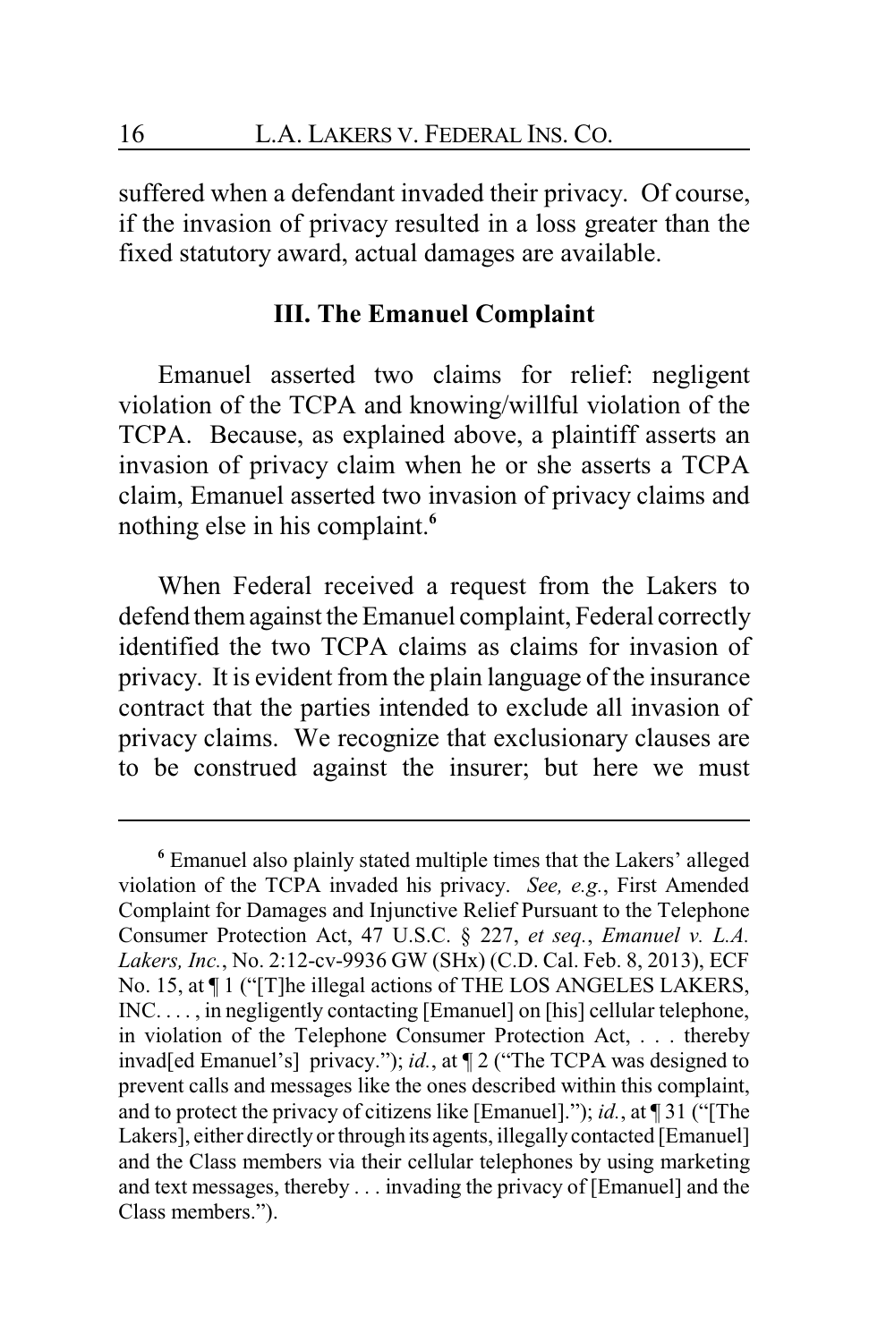suffered when a defendant invaded their privacy. Of course, if the invasion of privacy resulted in a loss greater than the fixed statutory award, actual damages are available.

### III. The Emanuel Complaint

Emanuel asserted two claims for relief: negligent violation of the TCPA and knowing/willful violation of the TCPA. Because, as explained above, a plaintiff asserts an invasion of privacy claim when he or she asserts a TCPA claim, Emanuel asserted two invasion of privacy claims and nothing else in his complaint.[6]

When Federal received a request from the Lakers to defend them against the Emanuel complaint, Federal correctly identified the two TCPA claims as claims for invasion of privacy. It is evident from the plain language of the insurance contract that the parties intended to exclude all invasion of privacy claims. We recognize that exclusionary clauses are to be construed against the insurer; but here we must

---

[6] Emanuel also plainly stated multiple times that the Lakers' alleged violation of the TCPA invaded his privacy. *See, e.g.*, First Amended Complaint for Damages and Injunctive Relief Pursuant to the Telephone Consumer Protection Act, 47 U.S.C. § 227, *et seq.*, *Emanuel v. L.A. Lakers, Inc.*, No. 2:12-cv-9936 GW (SHx) (C.D. Cal. Feb. 8, 2013), ECF No. 15, at ¶ 1 ("[T]he illegal actions of THE LOS ANGELES LAKERS, INC. . . . , in negligently contacting [Emanuel] on [his] cellular telephone, in violation of the Telephone Consumer Protection Act, . . . thereby invad[ed Emanuel's] privacy."); *id.*, at ¶ 2 ("The TCPA was designed to prevent calls and messages like the ones described within this complaint, and to protect the privacy of citizens like [Emanuel]."); *id.*, at ¶ 31 ("[The Lakers], either directly or through its agents, illegally contacted [Emanuel] and the Class members via their cellular telephones by using marketing and text messages, thereby . . . invading the privacy of [Emanuel] and the Class members.").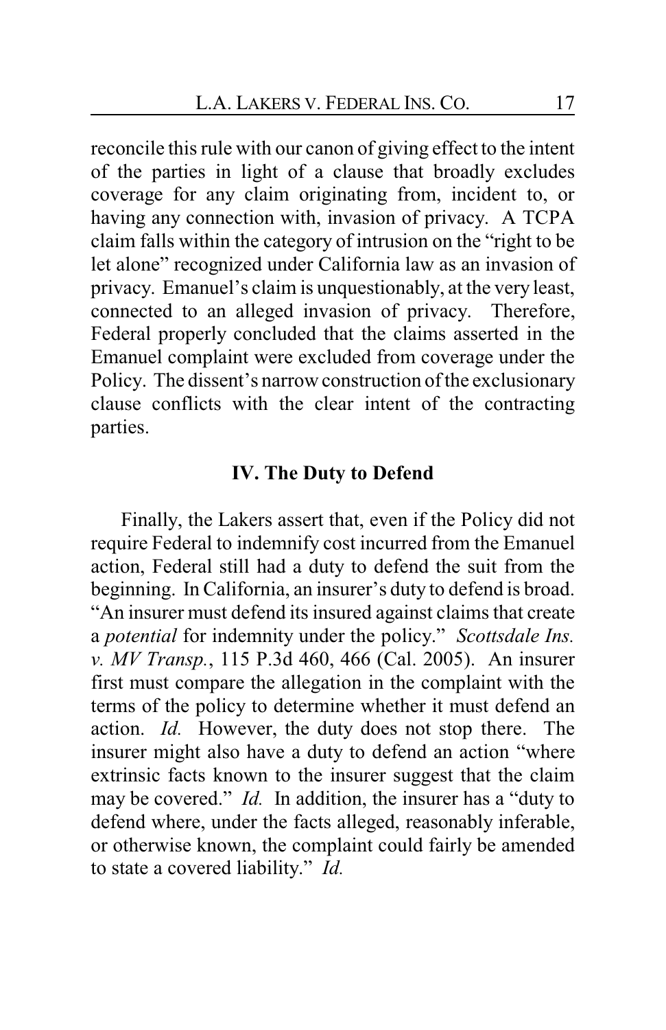reconcile this rule with our canon of giving effect to the intent of the parties in light of a clause that broadly excludes coverage for any claim originating from, incident to, or having any connection with, invasion of privacy. A TCPA claim falls within the category of intrusion on the "right to be let alone" recognized under California law as an invasion of privacy. Emanuel's claim is unquestionably, at the very least, connected to an alleged invasion of privacy. Therefore, Federal properly concluded that the claims asserted in the Emanuel complaint were excluded from coverage under the Policy. The dissent's narrow construction of the exclusionary clause conflicts with the clear intent of the contracting parties.

## IV. The Duty to Defend

Finally, the Lakers assert that, even if the Policy did not require Federal to indemnify cost incurred from the Emanuel action, Federal still had a duty to defend the suit from the beginning. In California, an insurer's duty to defend is broad. "An insurer must defend its insured against claims that create a *potential* for indemnity under the policy." *Scottsdale Ins. v. MV Transp.*, 115 P.3d 460, 466 (Cal. 2005). An insurer first must compare the allegation in the complaint with the terms of the policy to determine whether it must defend an action. *Id.* However, the duty does not stop there. The insurer might also have a duty to defend an action "where extrinsic facts known to the insurer suggest that the claim may be covered." *Id.* In addition, the insurer has a "duty to defend where, under the facts alleged, reasonably inferable, or otherwise known, the complaint could fairly be amended to state a covered liability." *Id.*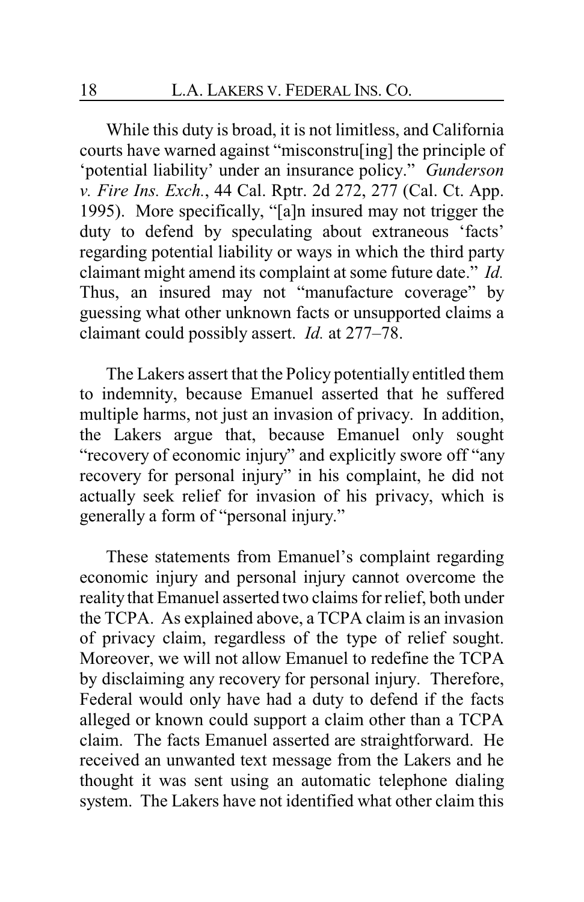While this duty is broad, it is not limitless, and California courts have warned against "misconstru[ing] the principle of 'potential liability' under an insurance policy." *Gunderson v. Fire Ins. Exch.*, 44 Cal. Rptr. 2d 272, 277 (Cal. Ct. App. 1995). More specifically, "[a]n insured may not trigger the duty to defend by speculating about extraneous 'facts' regarding potential liability or ways in which the third party claimant might amend its complaint at some future date." *Id.* Thus, an insured may not "manufacture coverage" by guessing what other unknown facts or unsupported claims a claimant could possibly assert. *Id.* at 277–78.

The Lakers assert that the Policy potentially entitled them to indemnity, because Emanuel asserted that he suffered multiple harms, not just an invasion of privacy. In addition, the Lakers argue that, because Emanuel only sought "recovery of economic injury" and explicitly swore off "any recovery for personal injury" in his complaint, he did not actually seek relief for invasion of his privacy, which is generally a form of "personal injury."

These statements from Emanuel's complaint regarding economic injury and personal injury cannot overcome the reality that Emanuel asserted two claims for relief, both under the TCPA. As explained above, a TCPA claim is an invasion of privacy claim, regardless of the type of relief sought. Moreover, we will not allow Emanuel to redefine the TCPA by disclaiming any recovery for personal injury. Therefore, Federal would only have had a duty to defend if the facts alleged or known could support a claim other than a TCPA claim. The facts Emanuel asserted are straightforward. He received an unwanted text message from the Lakers and he thought it was sent using an automatic telephone dialing system. The Lakers have not identified what other claim this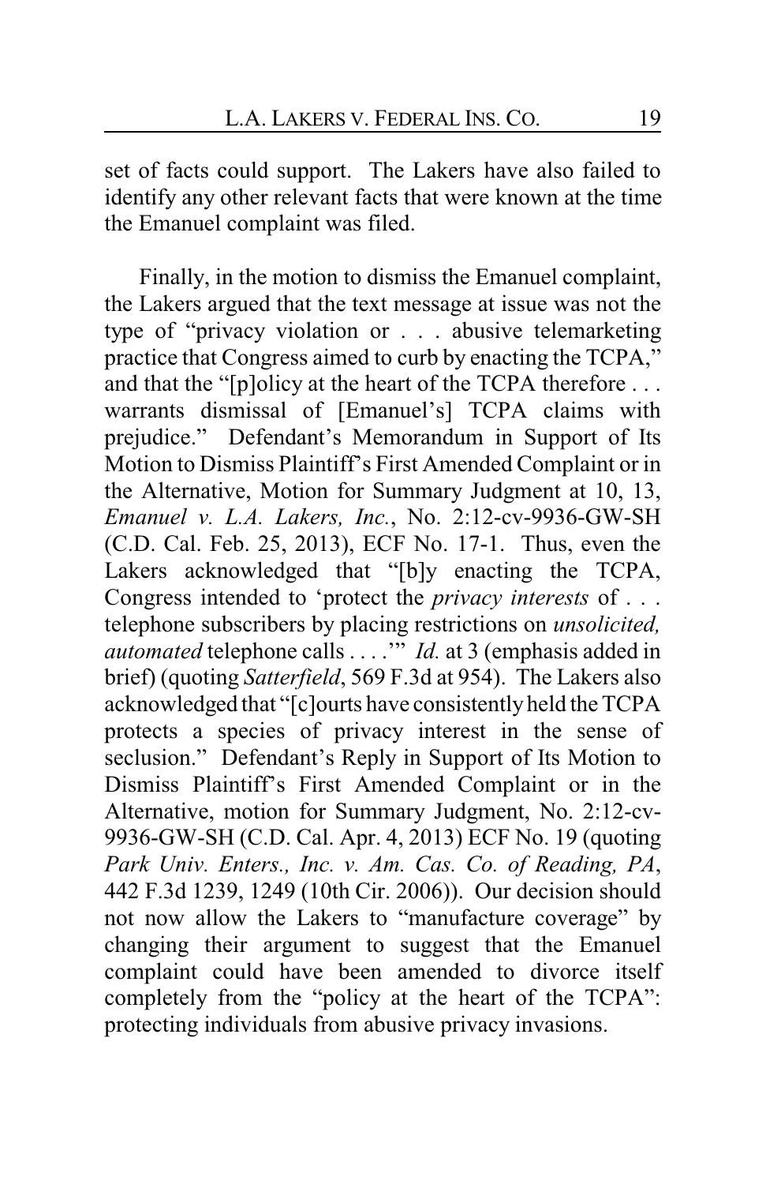set of facts could support. The Lakers have also failed to identify any other relevant facts that were known at the time the Emanuel complaint was filed.

Finally, in the motion to dismiss the Emanuel complaint, the Lakers argued that the text message at issue was not the type of "privacy violation or . . . abusive telemarketing practice that Congress aimed to curb by enacting the TCPA," and that the "[p]olicy at the heart of the TCPA therefore . . . warrants dismissal of [Emanuel's] TCPA claims with prejudice." Defendant's Memorandum in Support of Its Motion to Dismiss Plaintiff's First Amended Complaint or in the Alternative, Motion for Summary Judgment at 10, 13, *Emanuel v. L.A. Lakers, Inc.*, No. 2:12-cv-9936-GW-SH (C.D. Cal. Feb. 25, 2013), ECF No. 17-1. Thus, even the Lakers acknowledged that "[b]y enacting the TCPA, Congress intended to 'protect the *privacy interests* of . . . telephone subscribers by placing restrictions on *unsolicited, automated* telephone calls . . . .'" *Id.* at 3 (emphasis added in brief) (quoting *Satterfield*, 569 F.3d at 954). The Lakers also acknowledged that "[c]ourts have consistently held the TCPA protects a species of privacy interest in the sense of seclusion." Defendant's Reply in Support of Its Motion to Dismiss Plaintiff's First Amended Complaint or in the Alternative, motion for Summary Judgment, No. 2:12-cv-9936-GW-SH (C.D. Cal. Apr. 4, 2013) ECF No. 19 (quoting *Park Univ. Enters., Inc. v. Am. Cas. Co. of Reading, PA*, 442 F.3d 1239, 1249 (10th Cir. 2006)). Our decision should not now allow the Lakers to "manufacture coverage" by changing their argument to suggest that the Emanuel complaint could have been amended to divorce itself completely from the "policy at the heart of the TCPA": protecting individuals from abusive privacy invasions.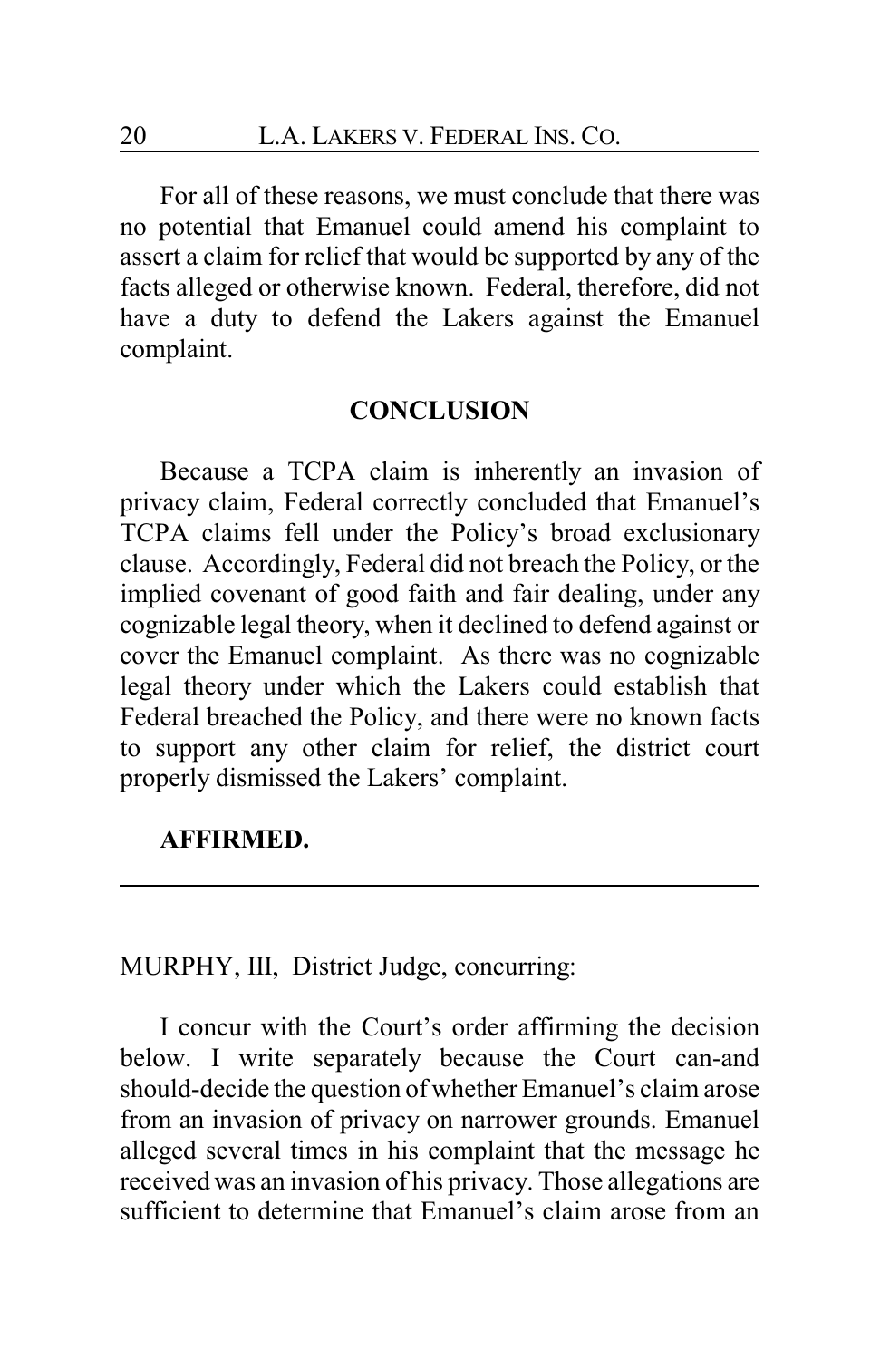For all of these reasons, we must conclude that there was no potential that Emanuel could amend his complaint to assert a claim for relief that would be supported by any of the facts alleged or otherwise known. Federal, therefore, did not have a duty to defend the Lakers against the Emanuel complaint.

## CONCLUSION

Because a TCPA claim is inherently an invasion of privacy claim, Federal correctly concluded that Emanuel's TCPA claims fell under the Policy's broad exclusionary clause. Accordingly, Federal did not breach the Policy, or the implied covenant of good faith and fair dealing, under any cognizable legal theory, when it declined to defend against or cover the Emanuel complaint. As there was no cognizable legal theory under which the Lakers could establish that Federal breached the Policy, and there were no known facts to support any other claim for relief, the district court properly dismissed the Lakers' complaint.

**AFFIRMED.**

---

MURPHY, III, District Judge, concurring:

I concur with the Court's order affirming the decision below. I write separately because the Court can-and should-decide the question of whether Emanuel's claim arose from an invasion of privacy on narrower grounds. Emanuel alleged several times in his complaint that the message he received was an invasion of his privacy. Those allegations are sufficient to determine that Emanuel's claim arose from an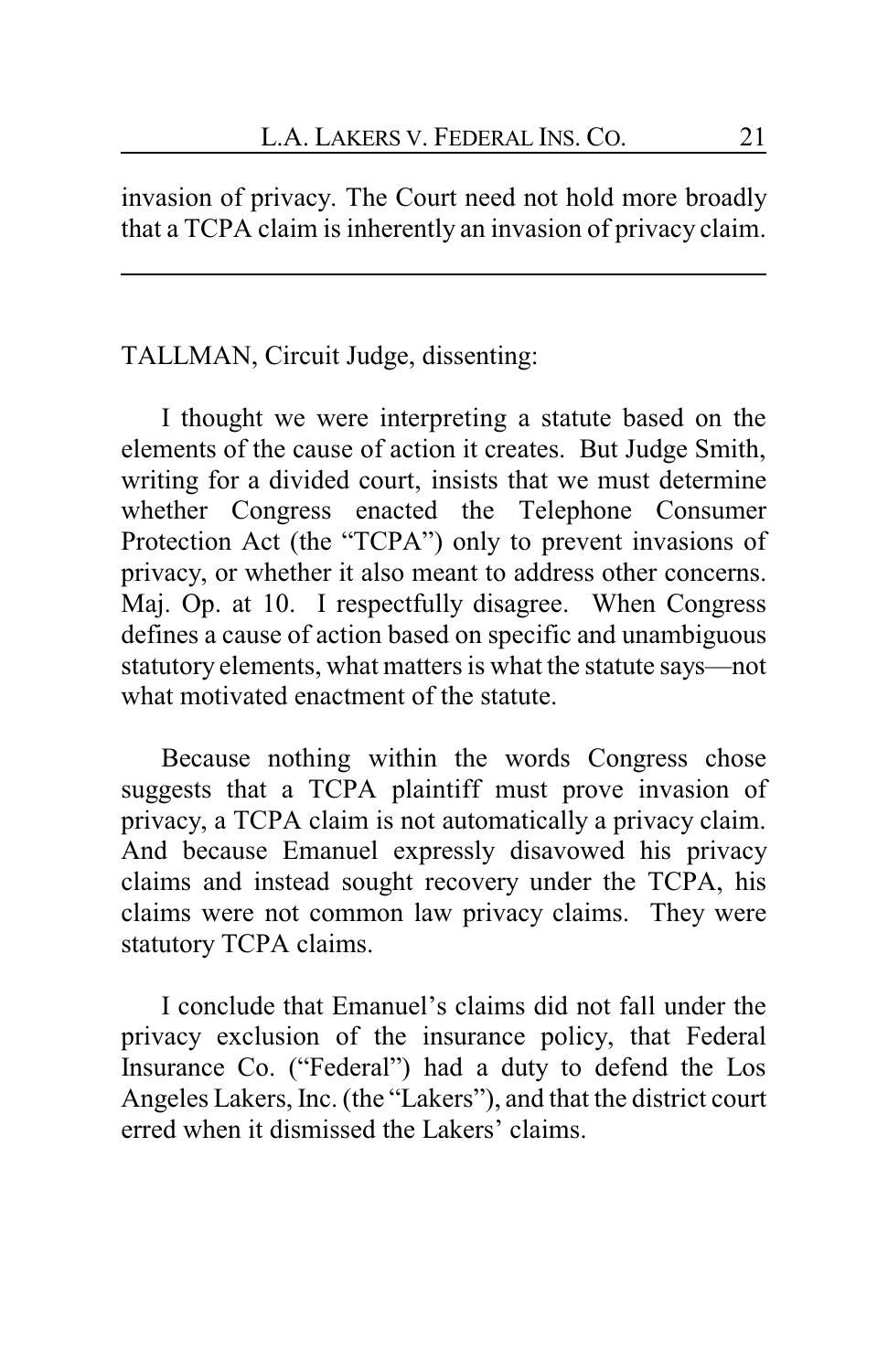invasion of privacy. The Court need not hold more broadly that a TCPA claim is inherently an invasion of privacy claim.

---

TALLMAN, Circuit Judge, dissenting:

I thought we were interpreting a statute based on the elements of the cause of action it creates. But Judge Smith, writing for a divided court, insists that we must determine whether Congress enacted the Telephone Consumer Protection Act (the "TCPA") only to prevent invasions of privacy, or whether it also meant to address other concerns. Maj. Op. at 10. I respectfully disagree. When Congress defines a cause of action based on specific and unambiguous statutory elements, what matters is what the statute says—not what motivated enactment of the statute.

Because nothing within the words Congress chose suggests that a TCPA plaintiff must prove invasion of privacy, a TCPA claim is not automatically a privacy claim. And because Emanuel expressly disavowed his privacy claims and instead sought recovery under the TCPA, his claims were not common law privacy claims. They were statutory TCPA claims.

I conclude that Emanuel's claims did not fall under the privacy exclusion of the insurance policy, that Federal Insurance Co. ("Federal") had a duty to defend the Los Angeles Lakers, Inc. (the "Lakers"), and that the district court erred when it dismissed the Lakers' claims.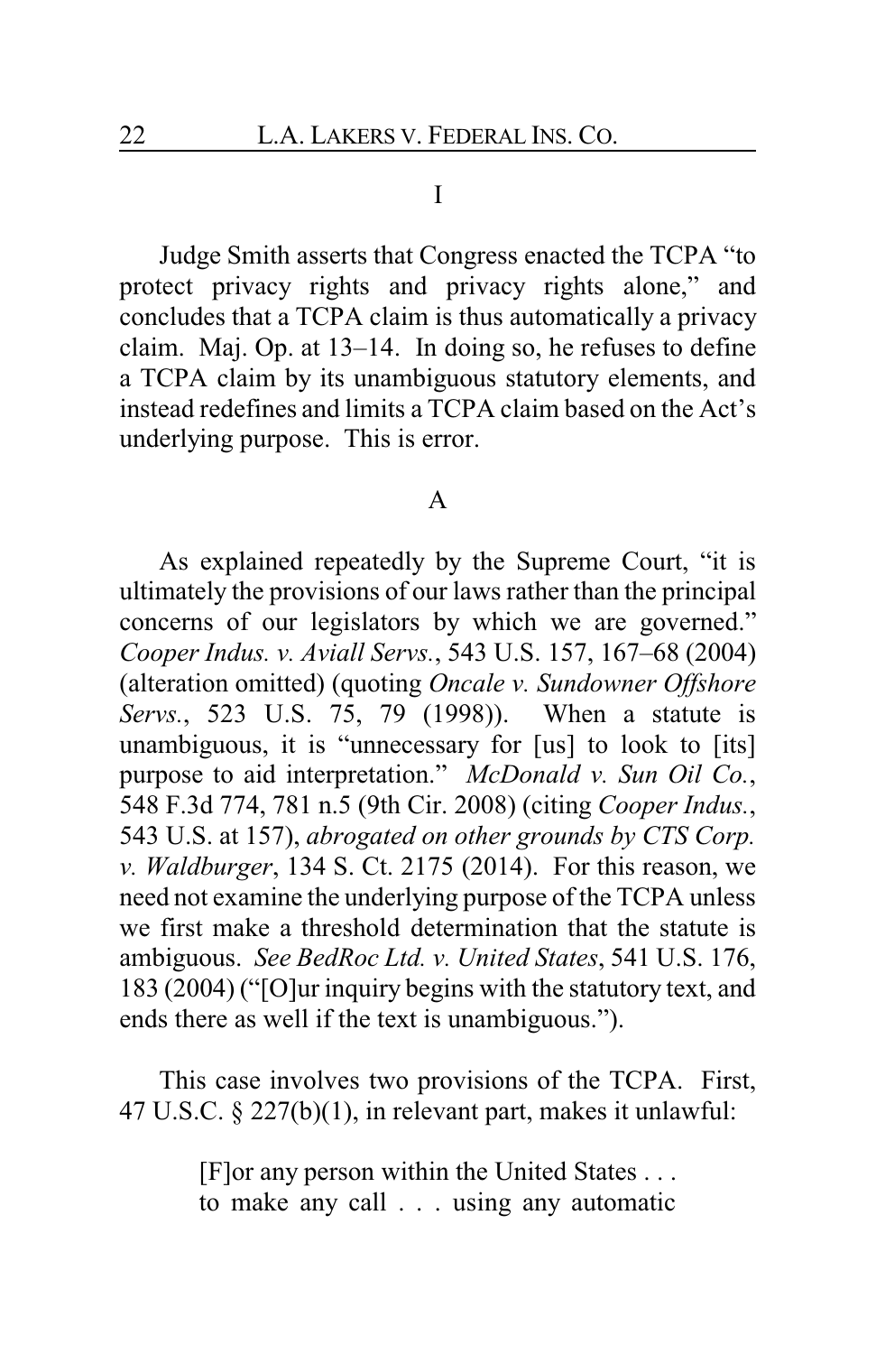I

Judge Smith asserts that Congress enacted the TCPA "to protect privacy rights and privacy rights alone," and concludes that a TCPA claim is thus automatically a privacy claim. Maj. Op. at 13–14. In doing so, he refuses to define a TCPA claim by its unambiguous statutory elements, and instead redefines and limits a TCPA claim based on the Act's underlying purpose. This is error.

A

As explained repeatedly by the Supreme Court, "it is ultimately the provisions of our laws rather than the principal concerns of our legislators by which we are governed." *Cooper Indus. v. Aviall Servs.*, 543 U.S. 157, 167–68 (2004) (alteration omitted) (quoting *Oncale v. Sundowner Offshore Servs.*, 523 U.S. 75, 79 (1998)). When a statute is unambiguous, it is "unnecessary for [us] to look to [its] purpose to aid interpretation." *McDonald v. Sun Oil Co.*, 548 F.3d 774, 781 n.5 (9th Cir. 2008) (citing *Cooper Indus.*, 543 U.S. at 157), *abrogated on other grounds by CTS Corp. v. Waldburger*, 134 S. Ct. 2175 (2014). For this reason, we need not examine the underlying purpose of the TCPA unless we first make a threshold determination that the statute is ambiguous. *See BedRoc Ltd. v. United States*, 541 U.S. 176, 183 (2004) ("[O]ur inquiry begins with the statutory text, and ends there as well if the text is unambiguous.").

This case involves two provisions of the TCPA. First, 47 U.S.C. § 227(b)(1), in relevant part, makes it unlawful:

> [F]or any person within the United States . . . to make any call . . . using any automatic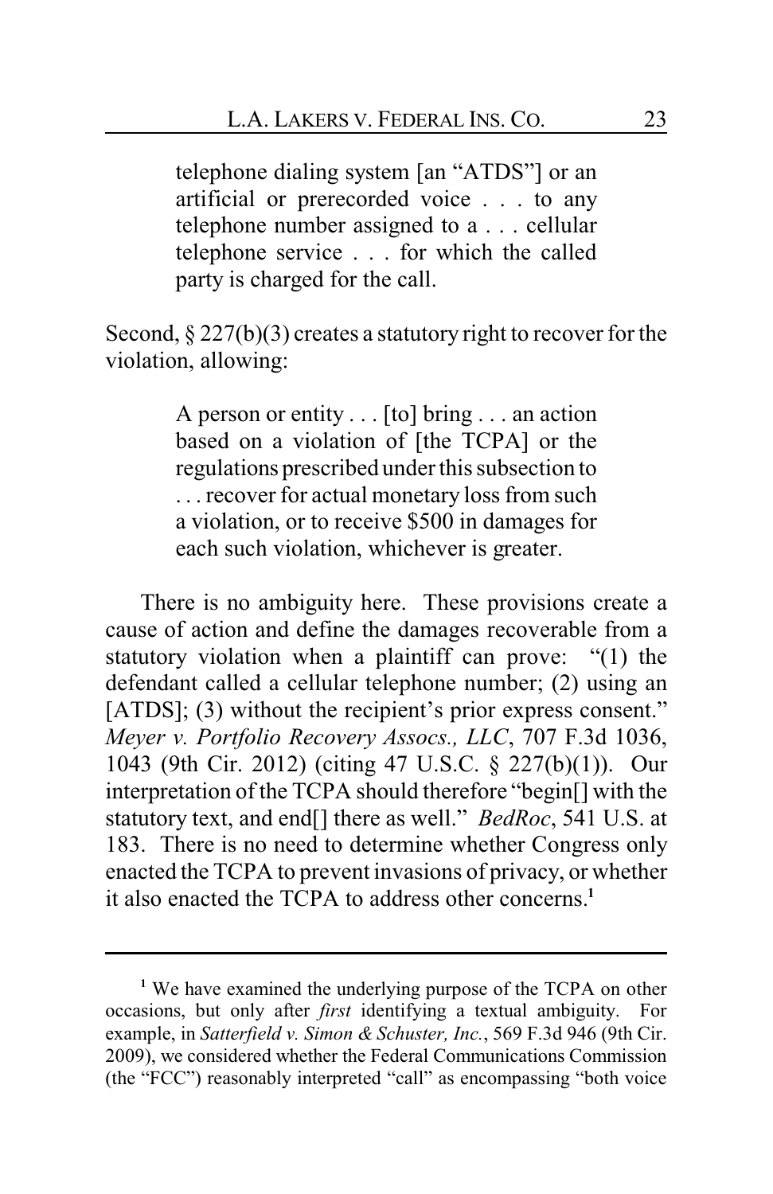> telephone dialing system [an "ATDS"] or an artificial or prerecorded voice . . . to any telephone number assigned to a . . . cellular telephone service . . . for which the called party is charged for the call.

Second, § 227(b)(3) creates a statutory right to recover for the violation, allowing:

> A person or entity . . . [to] bring . . . an action based on a violation of [the TCPA] or the regulations prescribed under this subsection to . . . recover for actual monetary loss from such a violation, or to receive $500 in damages for each such violation, whichever is greater.

There is no ambiguity here. These provisions create a cause of action and define the damages recoverable from a statutory violation when a plaintiff can prove: "(1) the defendant called a cellular telephone number; (2) using an [ATDS]; (3) without the recipient's prior express consent." *Meyer v. Portfolio Recovery Assocs., LLC*, 707 F.3d 1036, 1043 (9th Cir. 2012) (citing 47 U.S.C. § 227(b)(1)). Our interpretation of the TCPA should therefore "begin[] with the statutory text, and end[] there as well." *BedRoc*, 541 U.S. at 183. There is no need to determine whether Congress only enacted the TCPA to prevent invasions of privacy, or whether it also enacted the TCPA to address other concerns.[1]

---

[1] We have examined the underlying purpose of the TCPA on other occasions, but only after *first* identifying a textual ambiguity. For example, in *Satterfield v. Simon & Schuster, Inc.*, 569 F.3d 946 (9th Cir. 2009), we considered whether the Federal Communications Commission (the "FCC") reasonably interpreted "call" as encompassing "both voice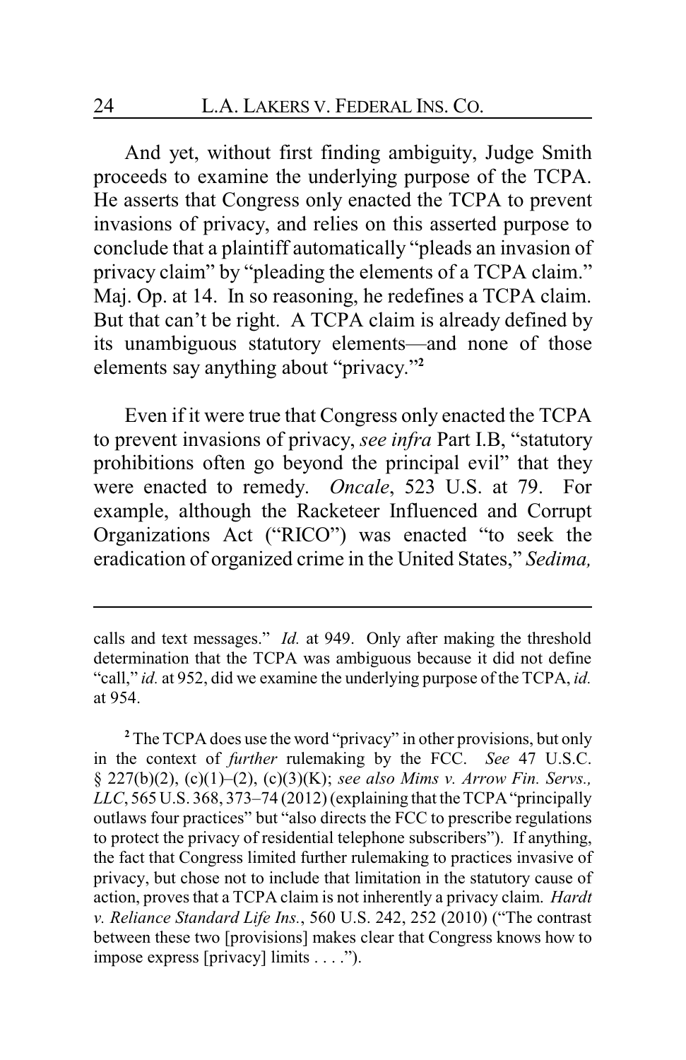And yet, without first finding ambiguity, Judge Smith proceeds to examine the underlying purpose of the TCPA. He asserts that Congress only enacted the TCPA to prevent invasions of privacy, and relies on this asserted purpose to conclude that a plaintiff automatically "pleads an invasion of privacy claim" by "pleading the elements of a TCPA claim." Maj. Op. at 14. In so reasoning, he redefines a TCPA claim. But that can't be right. A TCPA claim is already defined by its unambiguous statutory elements—and none of those elements say anything about "privacy."[2]

Even if it were true that Congress only enacted the TCPA to prevent invasions of privacy, *see infra* Part I.B, "statutory prohibitions often go beyond the principal evil" that they were enacted to remedy. *Oncale*, 523 U.S. at 79. For example, although the Racketeer Influenced and Corrupt Organizations Act ("RICO") was enacted "to seek the eradication of organized crime in the United States," *Sedima,*

---

calls and text messages." *Id.* at 949. Only after making the threshold determination that the TCPA was ambiguous because it did not define "call," *id.* at 952, did we examine the underlying purpose of the TCPA, *id.* at 954.

[2] The TCPA does use the word "privacy" in other provisions, but only in the context of *further* rulemaking by the FCC. *See* 47 U.S.C. § 227(b)(2), (c)(1)–(2), (c)(3)(K); *see also Mims v. Arrow Fin. Servs., LLC*, 565 U.S. 368, 373–74 (2012) (explaining that the TCPA "principally outlaws four practices" but "also directs the FCC to prescribe regulations to protect the privacy of residential telephone subscribers"). If anything, the fact that Congress limited further rulemaking to practices invasive of privacy, but chose not to include that limitation in the statutory cause of action, proves that a TCPA claim is not inherently a privacy claim. *Hardt v. Reliance Standard Life Ins.*, 560 U.S. 242, 252 (2010) ("The contrast between these two [provisions] makes clear that Congress knows how to impose express [privacy] limits . . . .").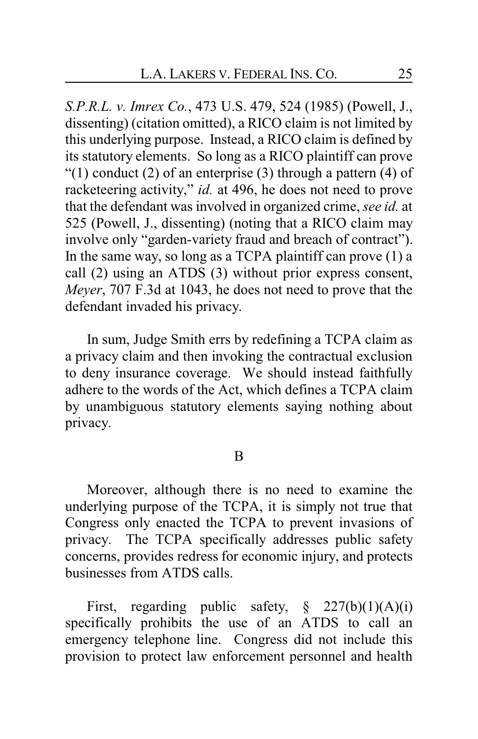*S.P.R.L. v. Imrex Co.*, 473 U.S. 479, 524 (1985) (Powell, J., dissenting) (citation omitted), a RICO claim is not limited by this underlying purpose. Instead, a RICO claim is defined by its statutory elements. So long as a RICO plaintiff can prove "(1) conduct (2) of an enterprise (3) through a pattern (4) of racketeering activity," *id.* at 496, he does not need to prove that the defendant was involved in organized crime, *see id.* at 525 (Powell, J., dissenting) (noting that a RICO claim may involve only "garden-variety fraud and breach of contract"). In the same way, so long as a TCPA plaintiff can prove (1) a call (2) using an ATDS (3) without prior express consent, *Meyer*, 707 F.3d at 1043, he does not need to prove that the defendant invaded his privacy.

In sum, Judge Smith errs by redefining a TCPA claim as a privacy claim and then invoking the contractual exclusion to deny insurance coverage. We should instead faithfully adhere to the words of the Act, which defines a TCPA claim by unambiguous statutory elements saying nothing about privacy.

### B

Moreover, although there is no need to examine the underlying purpose of the TCPA, it is simply not true that Congress only enacted the TCPA to prevent invasions of privacy. The TCPA specifically addresses public safety concerns, provides redress for economic injury, and protects businesses from ATDS calls.

First, regarding public safety, § 227(b)(1)(A)(i) specifically prohibits the use of an ATDS to call an emergency telephone line. Congress did not include this provision to protect law enforcement personnel and health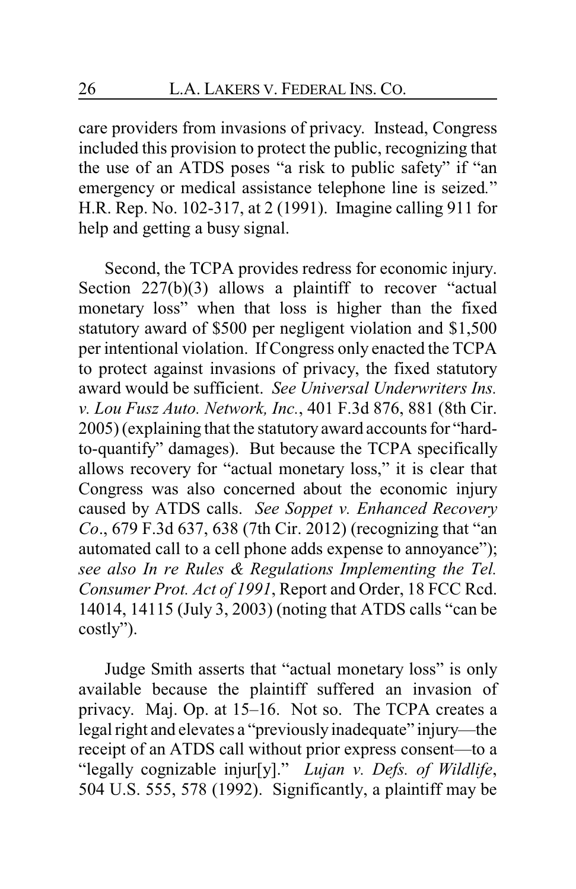care providers from invasions of privacy. Instead, Congress included this provision to protect the public, recognizing that the use of an ATDS poses "a risk to public safety" if "an emergency or medical assistance telephone line is seized." H.R. Rep. No. 102-317, at 2 (1991). Imagine calling 911 for help and getting a busy signal.

Second, the TCPA provides redress for economic injury. Section 227(b)(3) allows a plaintiff to recover "actual monetary loss" when that loss is higher than the fixed statutory award of $500 per negligent violation and $1,500 per intentional violation. If Congress only enacted the TCPA to protect against invasions of privacy, the fixed statutory award would be sufficient. *See Universal Underwriters Ins. v. Lou Fusz Auto. Network, Inc.*, 401 F.3d 876, 881 (8th Cir. 2005) (explaining that the statutory award accounts for "hard-to-quantify" damages). But because the TCPA specifically allows recovery for "actual monetary loss," it is clear that Congress was also concerned about the economic injury caused by ATDS calls. *See Soppet v. Enhanced Recovery Co*., 679 F.3d 637, 638 (7th Cir. 2012) (recognizing that "an automated call to a cell phone adds expense to annoyance"); *see also In re Rules & Regulations Implementing the Tel. Consumer Prot. Act of 1991*, Report and Order, 18 FCC Rcd. 14014, 14115 (July 3, 2003) (noting that ATDS calls "can be costly").

Judge Smith asserts that "actual monetary loss" is only available because the plaintiff suffered an invasion of privacy. Maj. Op. at 15–16. Not so. The TCPA creates a legal right and elevates a "previously inadequate" injury—the receipt of an ATDS call without prior express consent—to a "legally cognizable injur[y]." *Lujan v. Defs. of Wildlife*, 504 U.S. 555, 578 (1992). Significantly, a plaintiff may be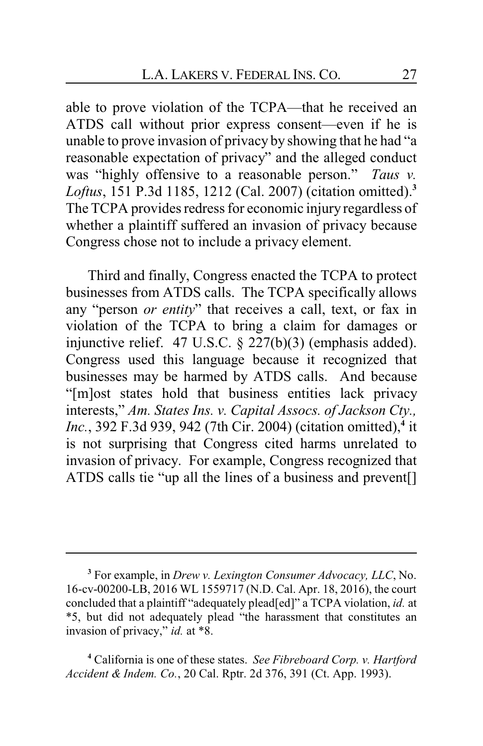able to prove violation of the TCPA—that he received an ATDS call without prior express consent—even if he is unable to prove invasion of privacy by showing that he had "a reasonable expectation of privacy" and the alleged conduct was "highly offensive to a reasonable person." *Taus v. Loftus*, 151 P.3d 1185, 1212 (Cal. 2007) (citation omitted).[3] The TCPA provides redress for economic injury regardless of whether a plaintiff suffered an invasion of privacy because Congress chose not to include a privacy element.

Third and finally, Congress enacted the TCPA to protect businesses from ATDS calls. The TCPA specifically allows any "person *or entity*" that receives a call, text, or fax in violation of the TCPA to bring a claim for damages or injunctive relief. 47 U.S.C. § 227(b)(3) (emphasis added). Congress used this language because it recognized that businesses may be harmed by ATDS calls. And because "[m]ost states hold that business entities lack privacy interests," *Am. States Ins. v. Capital Assocs. of Jackson Cty., Inc.*, 392 F.3d 939, 942 (7th Cir. 2004) (citation omitted),[4] it is not surprising that Congress cited harms unrelated to invasion of privacy. For example, Congress recognized that ATDS calls tie "up all the lines of a business and prevent[]

---

[3] For example, in *Drew v. Lexington Consumer Advocacy, LLC*, No. 16-cv-00200-LB, 2016 WL 1559717 (N.D. Cal. Apr. 18, 2016), the court concluded that a plaintiff "adequately plead[ed]" a TCPA violation, *id.* at *5, but did not adequately plead "the harassment that constitutes an invasion of privacy," *id.* at *8.

[4] California is one of these states. *See Fibreboard Corp. v. Hartford Accident & Indem. Co.*, 20 Cal. Rptr. 2d 376, 391 (Ct. App. 1993).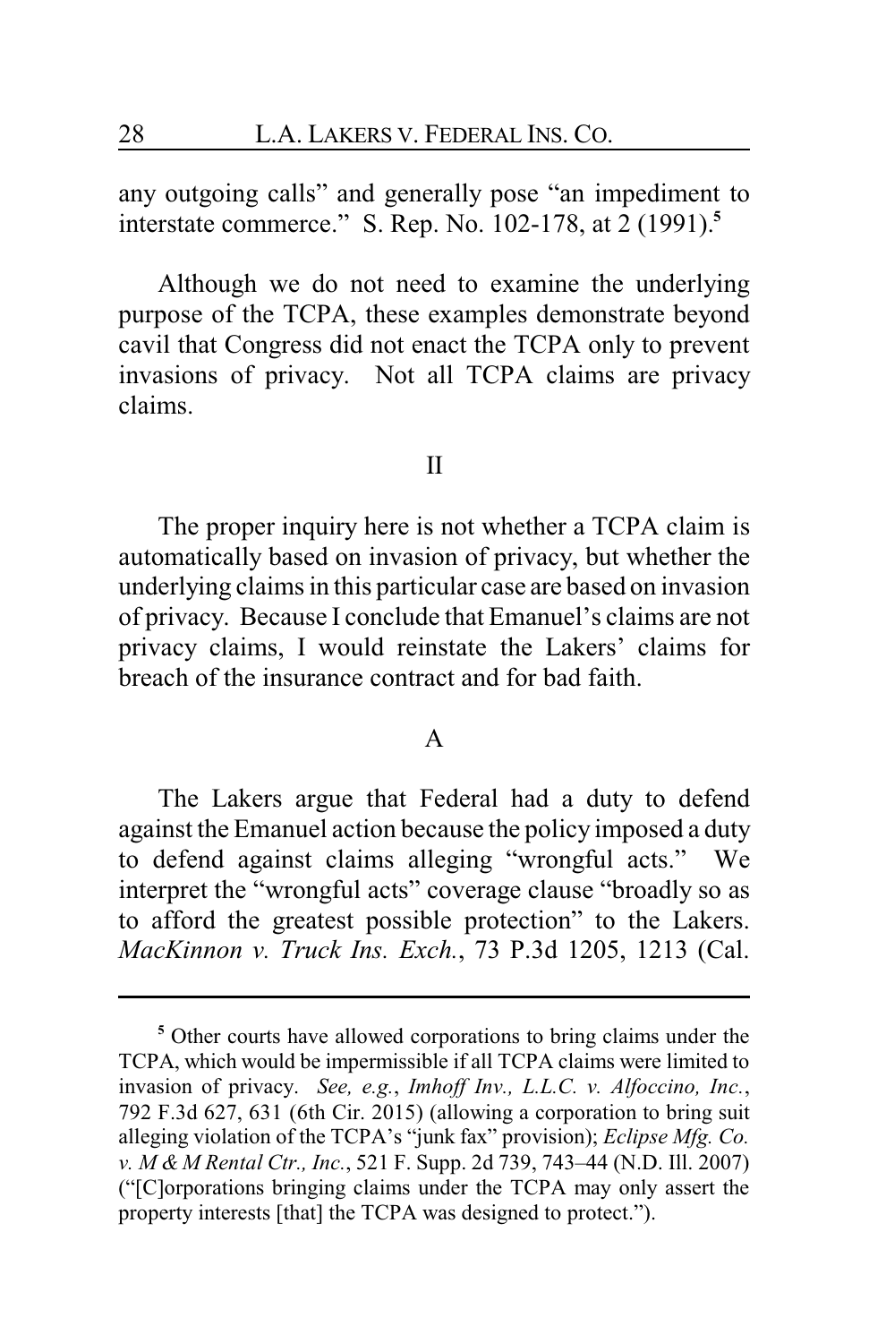any outgoing calls" and generally pose "an impediment to interstate commerce." S. Rep. No. 102-178, at 2 (1991).[5]

Although we do not need to examine the underlying purpose of the TCPA, these examples demonstrate beyond cavil that Congress did not enact the TCPA only to prevent invasions of privacy. Not all TCPA claims are privacy claims.

## II

The proper inquiry here is not whether a TCPA claim is automatically based on invasion of privacy, but whether the underlying claims in this particular case are based on invasion of privacy. Because I conclude that Emanuel's claims are not privacy claims, I would reinstate the Lakers' claims for breach of the insurance contract and for bad faith.

### A

The Lakers argue that Federal had a duty to defend against the Emanuel action because the policy imposed a duty to defend against claims alleging "wrongful acts." We interpret the "wrongful acts" coverage clause "broadly so as to afford the greatest possible protection" to the Lakers. *MacKinnon v. Truck Ins. Exch.*, 73 P.3d 1205, 1213 (Cal.

---

[5] Other courts have allowed corporations to bring claims under the TCPA, which would be impermissible if all TCPA claims were limited to invasion of privacy. *See, e.g.*, *Imhoff Inv., L.L.C. v. Alfoccino, Inc.*, 792 F.3d 627, 631 (6th Cir. 2015) (allowing a corporation to bring suit alleging violation of the TCPA's "junk fax" provision); *Eclipse Mfg. Co. v. M & M Rental Ctr., Inc.*, 521 F. Supp. 2d 739, 743–44 (N.D. Ill. 2007) ("[C]orporations bringing claims under the TCPA may only assert the property interests [that] the TCPA was designed to protect.").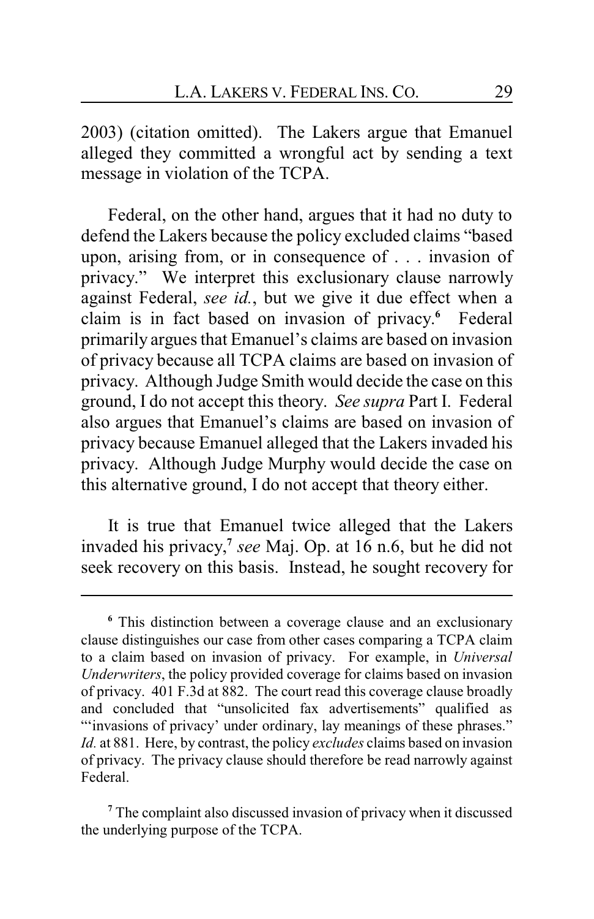2003) (citation omitted). The Lakers argue that Emanuel alleged they committed a wrongful act by sending a text message in violation of the TCPA.

Federal, on the other hand, argues that it had no duty to defend the Lakers because the policy excluded claims "based upon, arising from, or in consequence of . . . invasion of privacy." We interpret this exclusionary clause narrowly against Federal, *see id.*, but we give it due effect when a claim is in fact based on invasion of privacy.[6] Federal primarily argues that Emanuel's claims are based on invasion of privacy because all TCPA claims are based on invasion of privacy. Although Judge Smith would decide the case on this ground, I do not accept this theory. *See supra* Part I. Federal also argues that Emanuel's claims are based on invasion of privacy because Emanuel alleged that the Lakers invaded his privacy. Although Judge Murphy would decide the case on this alternative ground, I do not accept that theory either.

It is true that Emanuel twice alleged that the Lakers invaded his privacy,[7] *see* Maj. Op. at 16 n.6, but he did not seek recovery on this basis. Instead, he sought recovery for

---

[6] This distinction between a coverage clause and an exclusionary clause distinguishes our case from other cases comparing a TCPA claim to a claim based on invasion of privacy. For example, in *Universal Underwriters*, the policy provided coverage for claims based on invasion of privacy. 401 F.3d at 882. The court read this coverage clause broadly and concluded that "unsolicited fax advertisements" qualified as "'invasions of privacy' under ordinary, lay meanings of these phrases." *Id.* at 881. Here, by contrast, the policy *excludes* claims based on invasion of privacy. The privacy clause should therefore be read narrowly against Federal.

[7] The complaint also discussed invasion of privacy when it discussed the underlying purpose of the TCPA.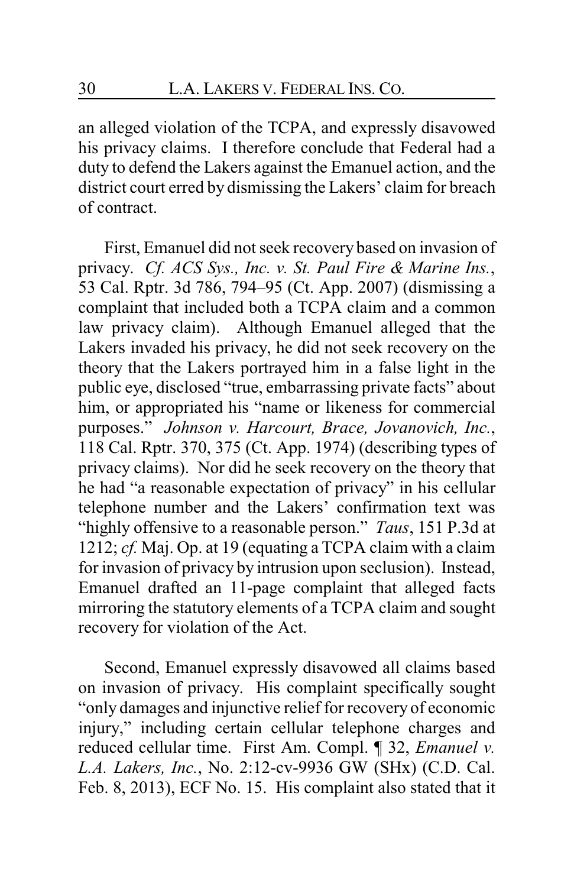an alleged violation of the TCPA, and expressly disavowed his privacy claims. I therefore conclude that Federal had a duty to defend the Lakers against the Emanuel action, and the district court erred by dismissing the Lakers' claim for breach of contract.

First, Emanuel did not seek recovery based on invasion of privacy. *Cf. ACS Sys., Inc. v. St. Paul Fire & Marine Ins.*, 53 Cal. Rptr. 3d 786, 794–95 (Ct. App. 2007) (dismissing a complaint that included both a TCPA claim and a common law privacy claim). Although Emanuel alleged that the Lakers invaded his privacy, he did not seek recovery on the theory that the Lakers portrayed him in a false light in the public eye, disclosed "true, embarrassing private facts" about him, or appropriated his "name or likeness for commercial purposes." *Johnson v. Harcourt, Brace, Jovanovich, Inc.*, 118 Cal. Rptr. 370, 375 (Ct. App. 1974) (describing types of privacy claims). Nor did he seek recovery on the theory that he had "a reasonable expectation of privacy" in his cellular telephone number and the Lakers' confirmation text was "highly offensive to a reasonable person." *Taus*, 151 P.3d at 1212; *cf.* Maj. Op. at 19 (equating a TCPA claim with a claim for invasion of privacy by intrusion upon seclusion). Instead, Emanuel drafted an 11-page complaint that alleged facts mirroring the statutory elements of a TCPA claim and sought recovery for violation of the Act.

Second, Emanuel expressly disavowed all claims based on invasion of privacy. His complaint specifically sought "only damages and injunctive relief for recovery of economic injury," including certain cellular telephone charges and reduced cellular time. First Am. Compl. ¶ 32, *Emanuel v. L.A. Lakers, Inc.*, No. 2:12-cv-9936 GW (SHx) (C.D. Cal. Feb. 8, 2013), ECF No. 15. His complaint also stated that it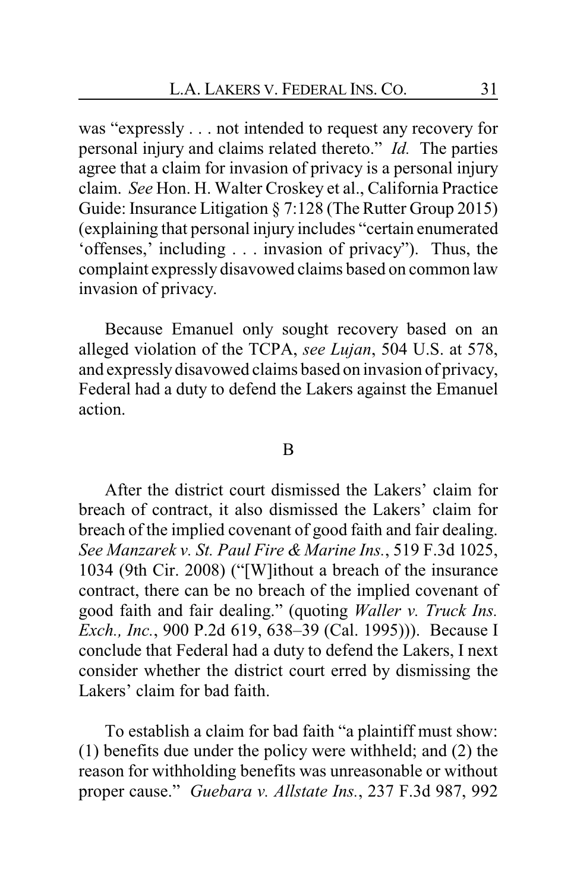was "expressly . . . not intended to request any recovery for personal injury and claims related thereto." *Id.* The parties agree that a claim for invasion of privacy is a personal injury claim. *See* Hon. H. Walter Croskey et al., California Practice Guide: Insurance Litigation § 7:128 (The Rutter Group 2015) (explaining that personal injury includes "certain enumerated 'offenses,' including . . . invasion of privacy"). Thus, the complaint expressly disavowed claims based on common law invasion of privacy.

Because Emanuel only sought recovery based on an alleged violation of the TCPA, *see Lujan*, 504 U.S. at 578, and expressly disavowed claims based on invasion of privacy, Federal had a duty to defend the Lakers against the Emanuel action.

B

After the district court dismissed the Lakers' claim for breach of contract, it also dismissed the Lakers' claim for breach of the implied covenant of good faith and fair dealing. *See Manzarek v. St. Paul Fire & Marine Ins.*, 519 F.3d 1025, 1034 (9th Cir. 2008) ("[W]ithout a breach of the insurance contract, there can be no breach of the implied covenant of good faith and fair dealing." (quoting *Waller v. Truck Ins. Exch., Inc.*, 900 P.2d 619, 638–39 (Cal. 1995))). Because I conclude that Federal had a duty to defend the Lakers, I next consider whether the district court erred by dismissing the Lakers' claim for bad faith.

To establish a claim for bad faith "a plaintiff must show: (1) benefits due under the policy were withheld; and (2) the reason for withholding benefits was unreasonable or without proper cause." *Guebara v. Allstate Ins.*, 237 F.3d 987, 992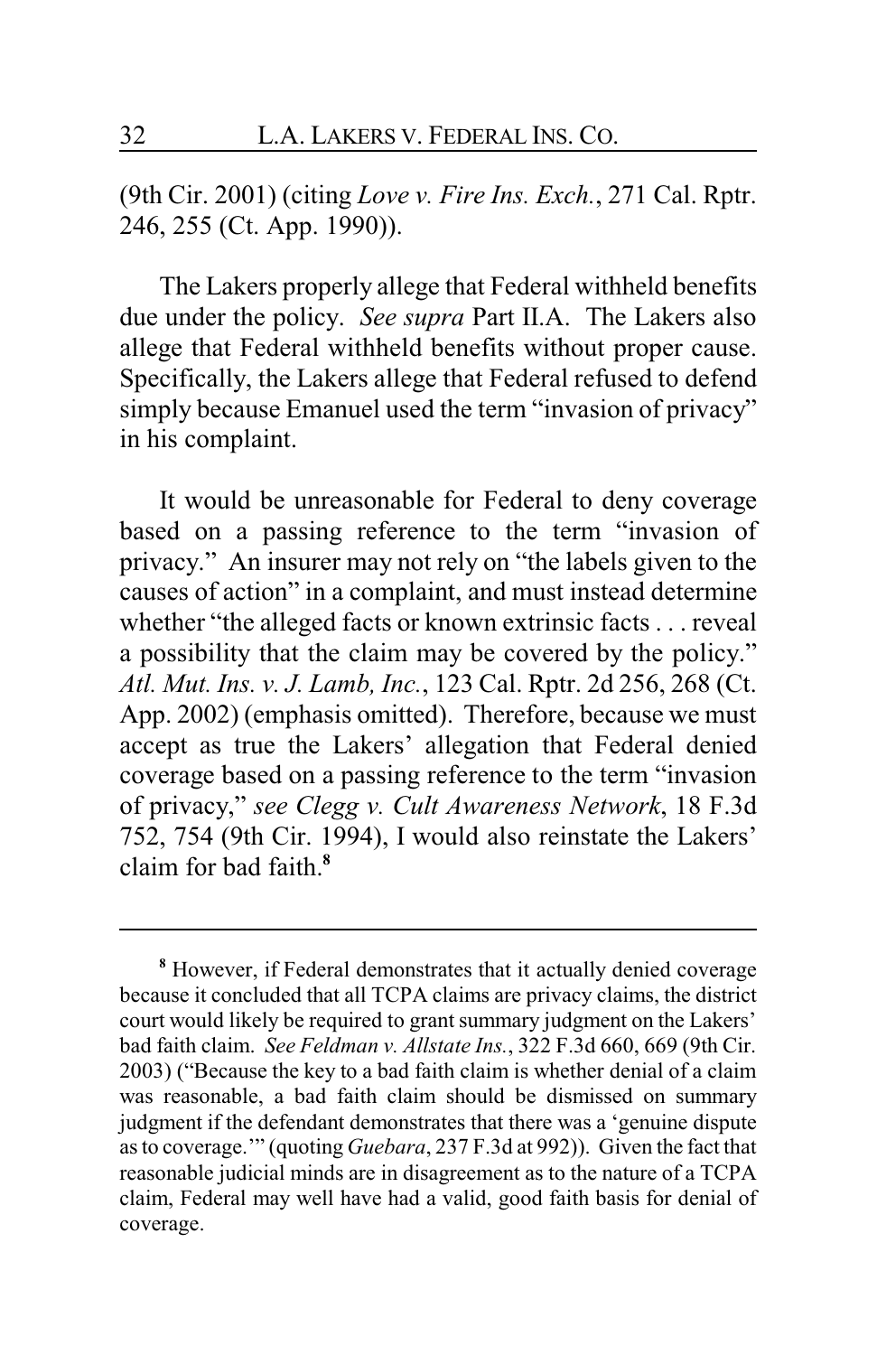(9th Cir. 2001) (citing *Love v. Fire Ins. Exch.*, 271 Cal. Rptr. 246, 255 (Ct. App. 1990)).

The Lakers properly allege that Federal withheld benefits due under the policy. *See supra* Part II.A. The Lakers also allege that Federal withheld benefits without proper cause. Specifically, the Lakers allege that Federal refused to defend simply because Emanuel used the term "invasion of privacy" in his complaint.

It would be unreasonable for Federal to deny coverage based on a passing reference to the term "invasion of privacy." An insurer may not rely on "the labels given to the causes of action" in a complaint, and must instead determine whether "the alleged facts or known extrinsic facts . . . reveal a possibility that the claim may be covered by the policy." *Atl. Mut. Ins. v. J. Lamb, Inc.*, 123 Cal. Rptr. 2d 256, 268 (Ct. App. 2002) (emphasis omitted). Therefore, because we must accept as true the Lakers' allegation that Federal denied coverage based on a passing reference to the term "invasion of privacy," *see Clegg v. Cult Awareness Network*, 18 F.3d 752, 754 (9th Cir. 1994), I would also reinstate the Lakers' claim for bad faith.[8]

---

[8] However, if Federal demonstrates that it actually denied coverage because it concluded that all TCPA claims are privacy claims, the district court would likely be required to grant summary judgment on the Lakers' bad faith claim. *See Feldman v. Allstate Ins.*, 322 F.3d 660, 669 (9th Cir. 2003) ("Because the key to a bad faith claim is whether denial of a claim was reasonable, a bad faith claim should be dismissed on summary judgment if the defendant demonstrates that there was a 'genuine dispute as to coverage.'" (quoting *Guebara*, 237 F.3d at 992)). Given the fact that reasonable judicial minds are in disagreement as to the nature of a TCPA claim, Federal may well have had a valid, good faith basis for denial of coverage.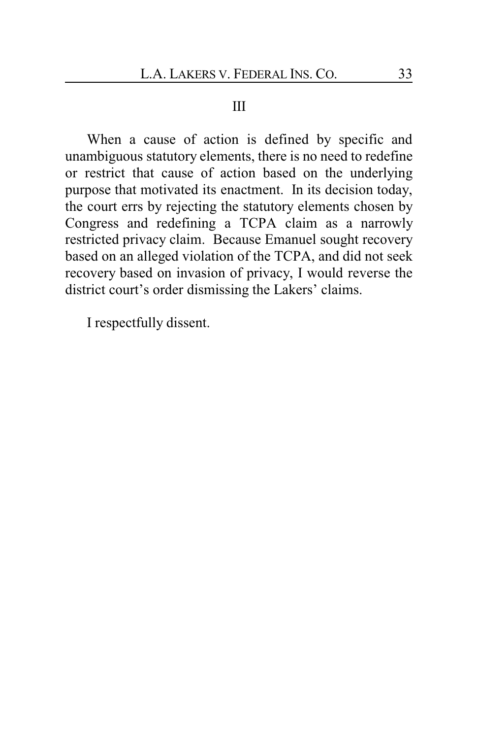## III

When a cause of action is defined by specific and unambiguous statutory elements, there is no need to redefine or restrict that cause of action based on the underlying purpose that motivated its enactment. In its decision today, the court errs by rejecting the statutory elements chosen by Congress and redefining a TCPA claim as a narrowly restricted privacy claim. Because Emanuel sought recovery based on an alleged violation of the TCPA, and did not seek recovery based on invasion of privacy, I would reverse the district court's order dismissing the Lakers' claims.

I respectfully dissent.